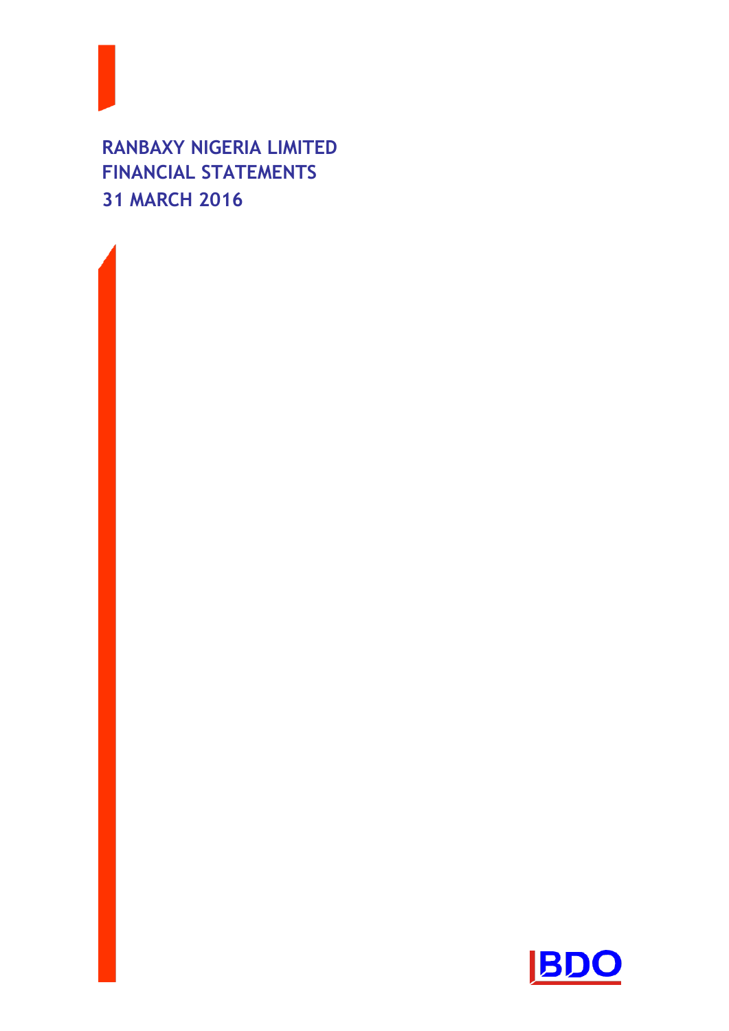# RANBAXY NIGERIA LIMITED
# FINANCIAL STATEMENTS
# 31 MARCH 2016

BDO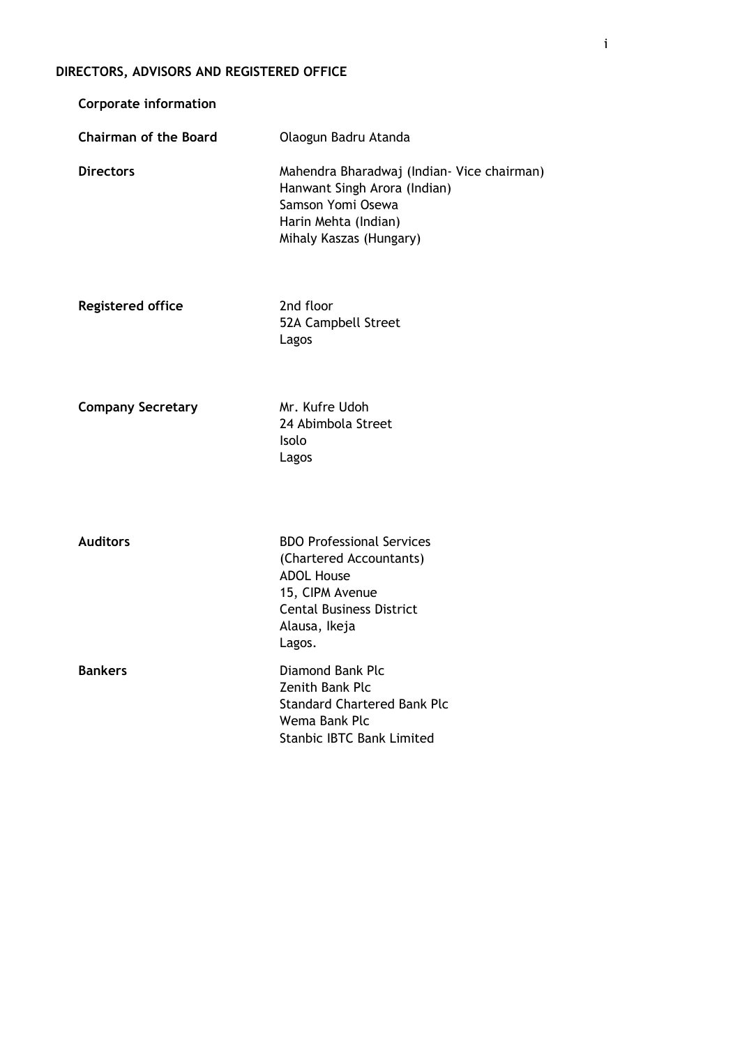# DIRECTORS, ADVISORS AND REGISTERED OFFICE

**Corporate information**

| | |
|---|---|
| **Chairman of the Board** | Olaogun Badru Atanda |
| **Directors** | Mahendra Bharadwaj (Indian- Vice chairman)<br>Hanwant Singh Arora (Indian)<br>Samson Yomi Osewa<br>Harin Mehta (Indian)<br>Mihaly Kaszas (Hungary) |
| **Registered office** | 2nd floor<br>52A Campbell Street<br>Lagos |
| **Company Secretary** | Mr. Kufre Udoh<br>24 Abimbola Street<br>Isolo<br>Lagos |
| **Auditors** | BDO Professional Services<br>(Chartered Accountants)<br>ADOL House<br>15, CIPM Avenue<br>Cental Business District<br>Alausa, Ikeja<br>Lagos. |
| **Bankers** | Diamond Bank Plc<br>Zenith Bank Plc<br>Standard Chartered Bank Plc<br>Wema Bank Plc<br>Stanbic IBTC Bank Limited |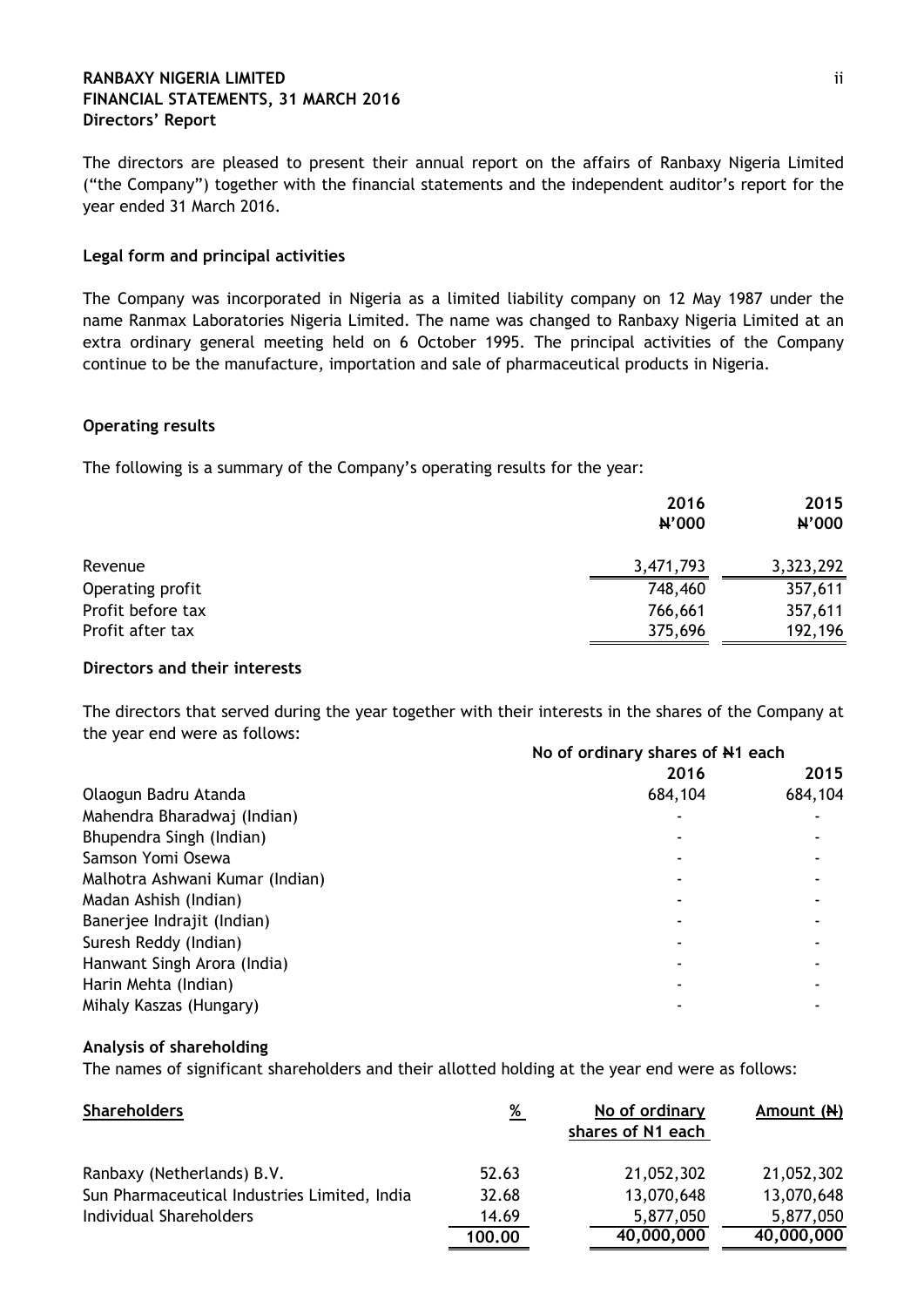The directors are pleased to present their annual report on the affairs of Ranbaxy Nigeria Limited ("the Company") together with the financial statements and the independent auditor's report for the year ended 31 March 2016.

### Legal form and principal activities

The Company was incorporated in Nigeria as a limited liability company on 12 May 1987 under the name Ranmax Laboratories Nigeria Limited. The name was changed to Ranbaxy Nigeria Limited at an extra ordinary general meeting held on 6 October 1995. The principal activities of the Company continue to be the manufacture, importation and sale of pharmaceutical products in Nigeria.

### Operating results

The following is a summary of the Company's operating results for the year:

| | 2016 ₦'000 | 2015 ₦'000 |
|---|---|---|
| Revenue | 3,471,793 | 3,323,292 |
| Operating profit | 748,460 | 357,611 |
| Profit before tax | 766,661 | 357,611 |
| Profit after tax | 375,696 | 192,196 |

### Directors and their interests

The directors that served during the year together with their interests in the shares of the Company at the year end were as follows:

| | No of ordinary shares of ₦1 each | |
|---|---|---|
| | 2016 | 2015 |
| Olaogun Badru Atanda | 684,104 | 684,104 |
| Mahendra Bharadwaj (Indian) | - | - |
| Bhupendra Singh (Indian) | - | - |
| Samson Yomi Osewa | - | - |
| Malhotra Ashwani Kumar (Indian) | - | - |
| Madan Ashish (Indian) | - | - |
| Banerjee Indrajit (Indian) | - | - |
| Suresh Reddy (Indian) | - | - |
| Hanwant Singh Arora (India) | - | - |
| Harin Mehta (Indian) | - | - |
| Mihaly Kaszas (Hungary) | - | - |

### Analysis of shareholding

The names of significant shareholders and their allotted holding at the year end were as follows:

| Shareholders | % | No of ordinary shares of N1 each | Amount (₦) |
|---|---|---|---|
| Ranbaxy (Netherlands) B.V. | 52.63 | 21,052,302 | 21,052,302 |
| Sun Pharmaceutical Industries Limited, India | 32.68 | 13,070,648 | 13,070,648 |
| Individual Shareholders | 14.69 | 5,877,050 | 5,877,050 |
| | 100.00 | 40,000,000 | 40,000,000 |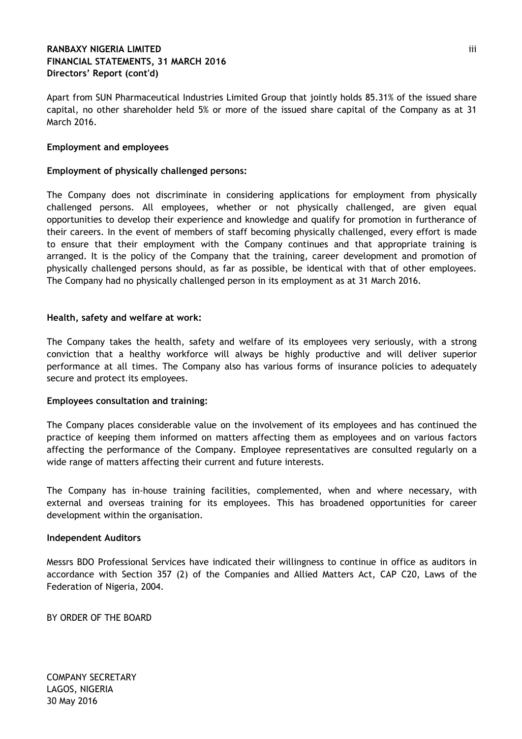Apart from SUN Pharmaceutical Industries Limited Group that jointly holds 85.31% of the issued share capital, no other shareholder held 5% or more of the issued share capital of the Company as at 31 March 2016.

**Employment and employees**

**Employment of physically challenged persons:**

The Company does not discriminate in considering applications for employment from physically challenged persons. All employees, whether or not physically challenged, are given equal opportunities to develop their experience and knowledge and qualify for promotion in furtherance of their careers. In the event of members of staff becoming physically challenged, every effort is made to ensure that their employment with the Company continues and that appropriate training is arranged. It is the policy of the Company that the training, career development and promotion of physically challenged persons should, as far as possible, be identical with that of other employees. The Company had no physically challenged person in its employment as at 31 March 2016.

**Health, safety and welfare at work:**

The Company takes the health, safety and welfare of its employees very seriously, with a strong conviction that a healthy workforce will always be highly productive and will deliver superior performance at all times. The Company also has various forms of insurance policies to adequately secure and protect its employees.

**Employees consultation and training:**

The Company places considerable value on the involvement of its employees and has continued the practice of keeping them informed on matters affecting them as employees and on various factors affecting the performance of the Company. Employee representatives are consulted regularly on a wide range of matters affecting their current and future interests.

The Company has in-house training facilities, complemented, when and where necessary, with external and overseas training for its employees. This has broadened opportunities for career development within the organisation.

**Independent Auditors**

Messrs BDO Professional Services have indicated their willingness to continue in office as auditors in accordance with Section 357 (2) of the Companies and Allied Matters Act, CAP C20, Laws of the Federation of Nigeria, 2004.

BY ORDER OF THE BOARD

COMPANY SECRETARY
LAGOS, NIGERIA
30 May 2016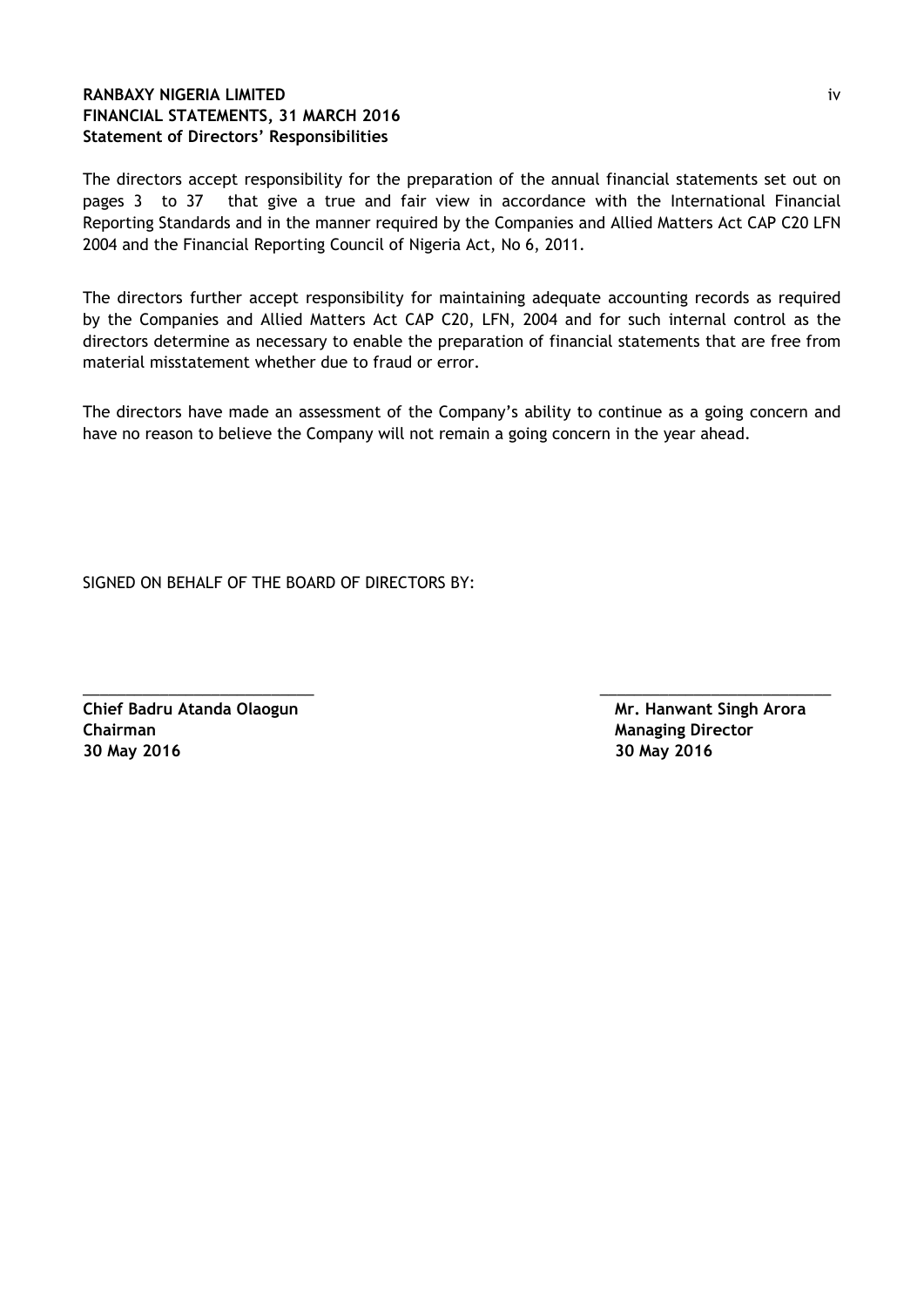**RANBAXY NIGERIA LIMITED**
**FINANCIAL STATEMENTS, 31 MARCH 2016**
**Statement of Directors' Responsibilities**

The directors accept responsibility for the preparation of the annual financial statements set out on pages 3 to 37 that give a true and fair view in accordance with the International Financial Reporting Standards and in the manner required by the Companies and Allied Matters Act CAP C20 LFN 2004 and the Financial Reporting Council of Nigeria Act, No 6, 2011.

The directors further accept responsibility for maintaining adequate accounting records as required by the Companies and Allied Matters Act CAP C20, LFN, 2004 and for such internal control as the directors determine as necessary to enable the preparation of financial statements that are free from material misstatement whether due to fraud or error.

The directors have made an assessment of the Company's ability to continue as a going concern and have no reason to believe the Company will not remain a going concern in the year ahead.

SIGNED ON BEHALF OF THE BOARD OF DIRECTORS BY:

| | |
|---|---|
| \_\_\_\_\_\_\_\_\_\_\_\_\_\_\_\_\_\_\_\_\_\_\_\_\_\_\_ | \_\_\_\_\_\_\_\_\_\_\_\_\_\_\_\_\_\_\_\_\_\_\_\_\_\_\_ |
| **Chief Badru Atanda Olaogun** | **Mr. Hanwant Singh Arora** |
| **Chairman** | **Managing Director** |
| **30 May 2016** | **30 May 2016** |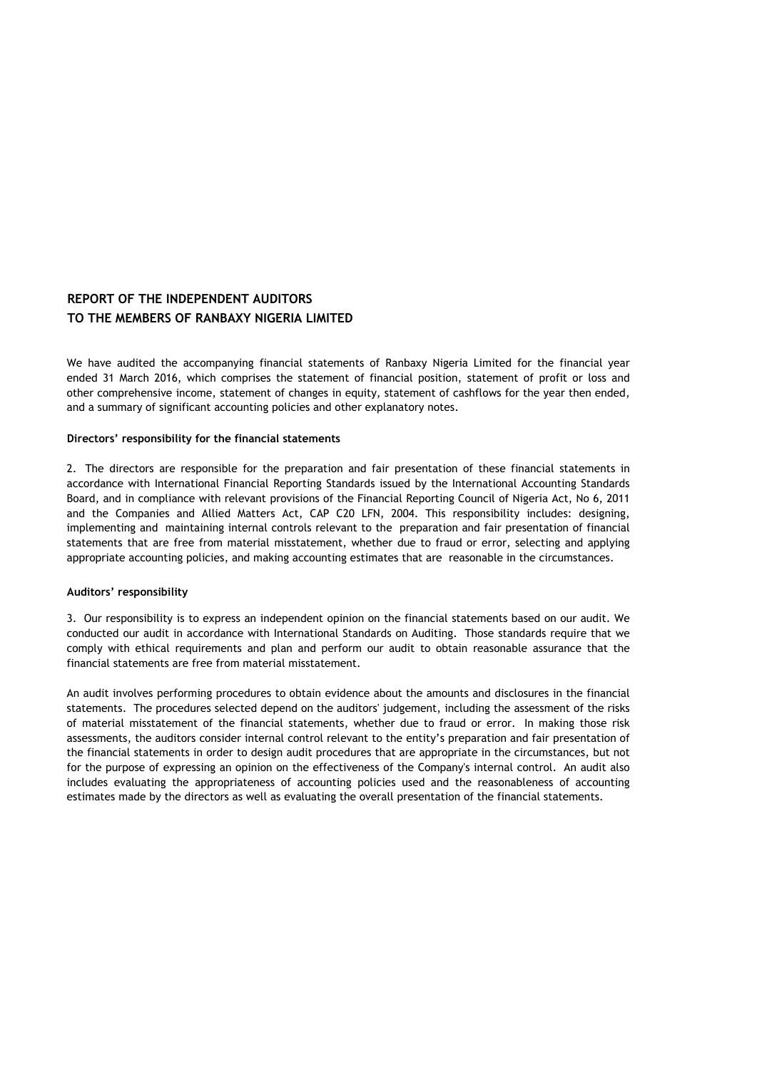## REPORT OF THE INDEPENDENT AUDITORS
## TO THE MEMBERS OF RANBAXY NIGERIA LIMITED

We have audited the accompanying financial statements of Ranbaxy Nigeria Limited for the financial year ended 31 March 2016, which comprises the statement of financial position, statement of profit or loss and other comprehensive income, statement of changes in equity, statement of cashflows for the year then ended, and a summary of significant accounting policies and other explanatory notes.

**Directors' responsibility for the financial statements**

2. The directors are responsible for the preparation and fair presentation of these financial statements in accordance with International Financial Reporting Standards issued by the International Accounting Standards Board, and in compliance with relevant provisions of the Financial Reporting Council of Nigeria Act, No 6, 2011 and the Companies and Allied Matters Act, CAP C20 LFN, 2004. This responsibility includes: designing, implementing and maintaining internal controls relevant to the preparation and fair presentation of financial statements that are free from material misstatement, whether due to fraud or error, selecting and applying appropriate accounting policies, and making accounting estimates that are reasonable in the circumstances.

**Auditors' responsibility**

3. Our responsibility is to express an independent opinion on the financial statements based on our audit. We conducted our audit in accordance with International Standards on Auditing. Those standards require that we comply with ethical requirements and plan and perform our audit to obtain reasonable assurance that the financial statements are free from material misstatement.

An audit involves performing procedures to obtain evidence about the amounts and disclosures in the financial statements. The procedures selected depend on the auditors' judgement, including the assessment of the risks of material misstatement of the financial statements, whether due to fraud or error. In making those risk assessments, the auditors consider internal control relevant to the entity's preparation and fair presentation of the financial statements in order to design audit procedures that are appropriate in the circumstances, but not for the purpose of expressing an opinion on the effectiveness of the Company's internal control. An audit also includes evaluating the appropriateness of accounting policies used and the reasonableness of accounting estimates made by the directors as well as evaluating the overall presentation of the financial statements.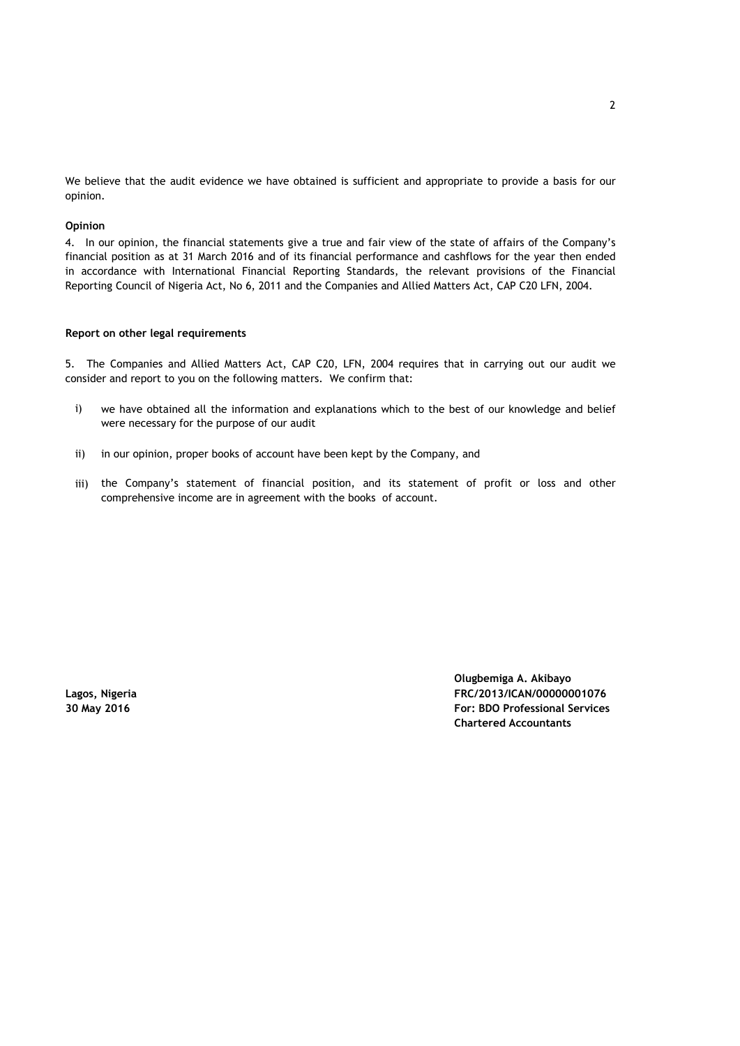We believe that the audit evidence we have obtained is sufficient and appropriate to provide a basis for our opinion.

**Opinion**

4. In our opinion, the financial statements give a true and fair view of the state of affairs of the Company's financial position as at 31 March 2016 and of its financial performance and cashflows for the year then ended in accordance with International Financial Reporting Standards, the relevant provisions of the Financial Reporting Council of Nigeria Act, No 6, 2011 and the Companies and Allied Matters Act, CAP C20 LFN, 2004.

**Report on other legal requirements**

5. The Companies and Allied Matters Act, CAP C20, LFN, 2004 requires that in carrying out our audit we consider and report to you on the following matters. We confirm that:

i) we have obtained all the information and explanations which to the best of our knowledge and belief were necessary for the purpose of our audit

ii) in our opinion, proper books of account have been kept by the Company, and

iii) the Company's statement of financial position, and its statement of profit or loss and other comprehensive income are in agreement with the books of account.

**Lagos, Nigeria**
**30 May 2016**

**Olugbemiga A. Akibayo**
**FRC/2013/ICAN/00000001076**
**For: BDO Professional Services**
**Chartered Accountants**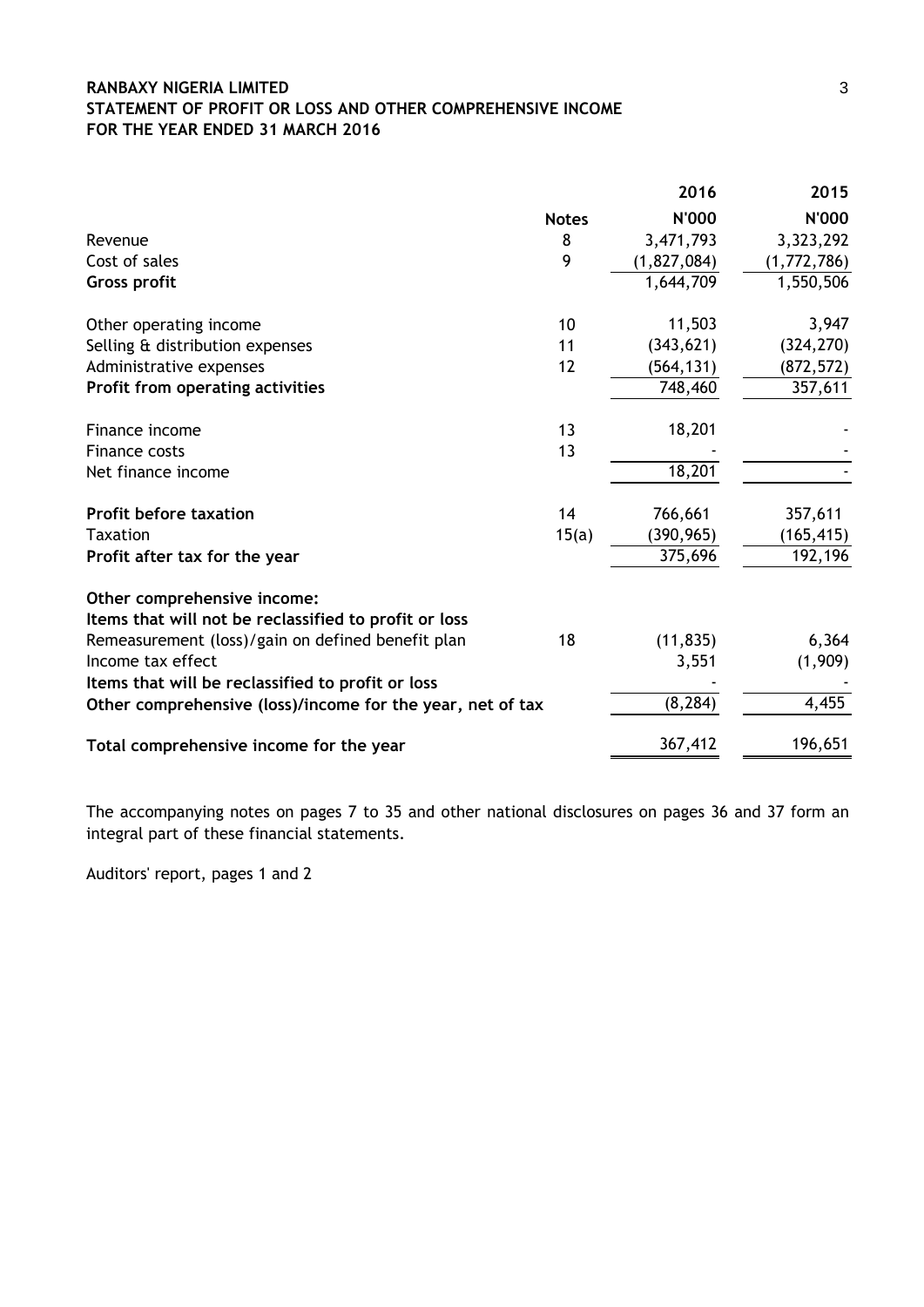**RANBAXY NIGERIA LIMITED**
**STATEMENT OF PROFIT OR LOSS AND OTHER COMPREHENSIVE INCOME**
**FOR THE YEAR ENDED 31 MARCH 2016**

| | Notes | 2016 | 2015 |
|---|---|---|---|
| | | N'000 | N'000 |
| Revenue | 8 | 3,471,793 | 3,323,292 |
| Cost of sales | 9 | (1,827,084) | (1,772,786) |
| **Gross profit** | | 1,644,709 | 1,550,506 |
| Other operating income | 10 | 11,503 | 3,947 |
| Selling & distribution expenses | 11 | (343,621) | (324,270) |
| Administrative expenses | 12 | (564,131) | (872,572) |
| **Profit from operating activities** | | 748,460 | 357,611 |
| Finance income | 13 | 18,201 | - |
| Finance costs | 13 | - | - |
| Net finance income | | 18,201 | - |
| **Profit before taxation** | 14 | 766,661 | 357,611 |
| Taxation | 15(a) | (390,965) | (165,415) |
| **Profit after tax for the year** | | 375,696 | 192,196 |
| **Other comprehensive income:** | | | |
| **Items that will not be reclassified to profit or loss** | | | |
| Remeasurement (loss)/gain on defined benefit plan | 18 | (11,835) | 6,364 |
| Income tax effect | | 3,551 | (1,909) |
| **Items that will be reclassified to profit or loss** | | - | - |
| **Other comprehensive (loss)/income for the year, net of tax** | | (8,284) | 4,455 |
| **Total comprehensive income for the year** | | 367,412 | 196,651 |

The accompanying notes on pages 7 to 35 and other national disclosures on pages 36 and 37 form an integral part of these financial statements.

Auditors' report, pages 1 and 2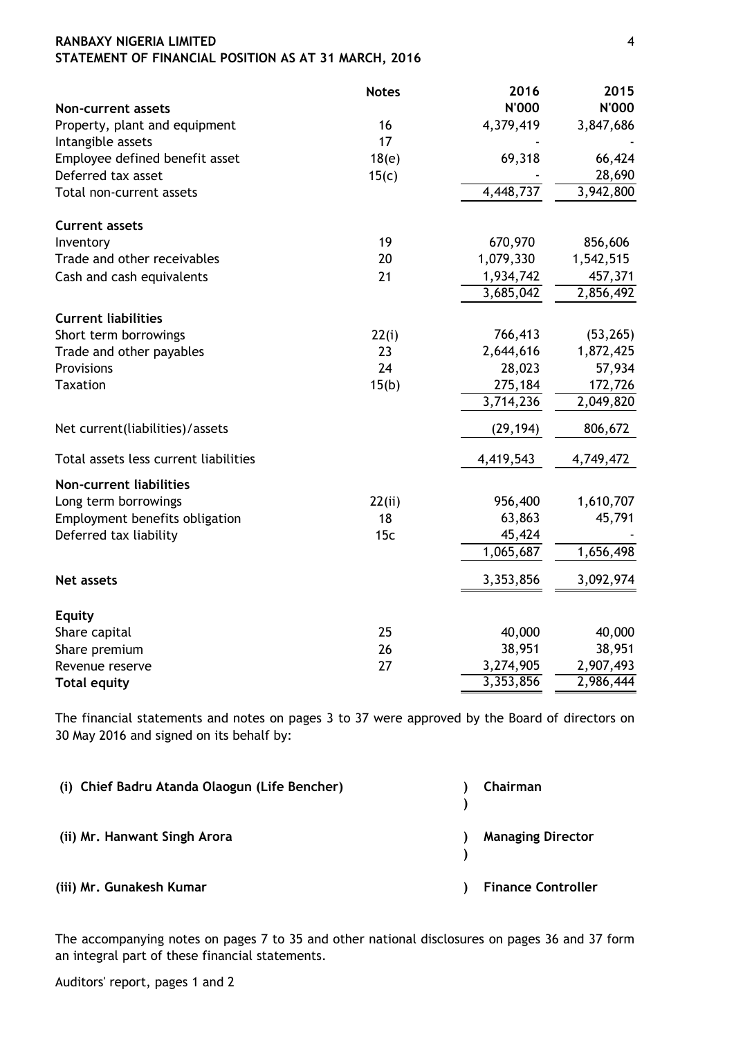**RANBAXY NIGERIA LIMITED**
**STATEMENT OF FINANCIAL POSITION AS AT 31 MARCH, 2016**

| | Notes | 2016 | 2015 |
|---|---|---|---|
| **Non-current assets** | | **N'000** | **N'000** |
| Property, plant and equipment | 16 | 4,379,419 | 3,847,686 |
| Intangible assets | 17 | - | - |
| Employee defined benefit asset | 18(e) | 69,318 | 66,424 |
| Deferred tax asset | 15(c) | - | 28,690 |
| Total non-current assets | | 4,448,737 | 3,942,800 |
| | | | |
| **Current assets** | | | |
| Inventory | 19 | 670,970 | 856,606 |
| Trade and other receivables | 20 | 1,079,330 | 1,542,515 |
| Cash and cash equivalents | 21 | 1,934,742 | 457,371 |
| | | 3,685,042 | 2,856,492 |
| | | | |
| **Current liabilities** | | | |
| Short term borrowings | 22(i) | 766,413 | (53,265) |
| Trade and other payables | 23 | 2,644,616 | 1,872,425 |
| Provisions | 24 | 28,023 | 57,934 |
| Taxation | 15(b) | 275,184 | 172,726 |
| | | 3,714,236 | 2,049,820 |
| | | | |
| Net current(liabilities)/assets | | (29,194) | 806,672 |
| | | | |
| Total assets less current liabilities | | 4,419,543 | 4,749,472 |
| | | | |
| **Non-current liabilities** | | | |
| Long term borrowings | 22(ii) | 956,400 | 1,610,707 |
| Employment benefits obligation | 18 | 63,863 | 45,791 |
| Deferred tax liability | 15c | 45,424 | - |
| | | 1,065,687 | 1,656,498 |
| | | | |
| **Net assets** | | 3,353,856 | 3,092,974 |
| | | | |
| **Equity** | | | |
| Share capital | 25 | 40,000 | 40,000 |
| Share premium | 26 | 38,951 | 38,951 |
| Revenue reserve | 27 | 3,274,905 | 2,907,493 |
| **Total equity** | | 3,353,856 | 2,986,444 |

The financial statements and notes on pages 3 to 37 were approved by the Board of directors on 30 May 2016 and signed on its behalf by:

**(i) Chief Badru Atanda Olaogun (Life Bencher)** ) **Chairman**

**(ii) Mr. Hanwant Singh Arora** ) **Managing Director**

**(iii) Mr. Gunakesh Kumar** ) **Finance Controller**

The accompanying notes on pages 7 to 35 and other national disclosures on pages 36 and 37 form an integral part of these financial statements.

Auditors' report, pages 1 and 2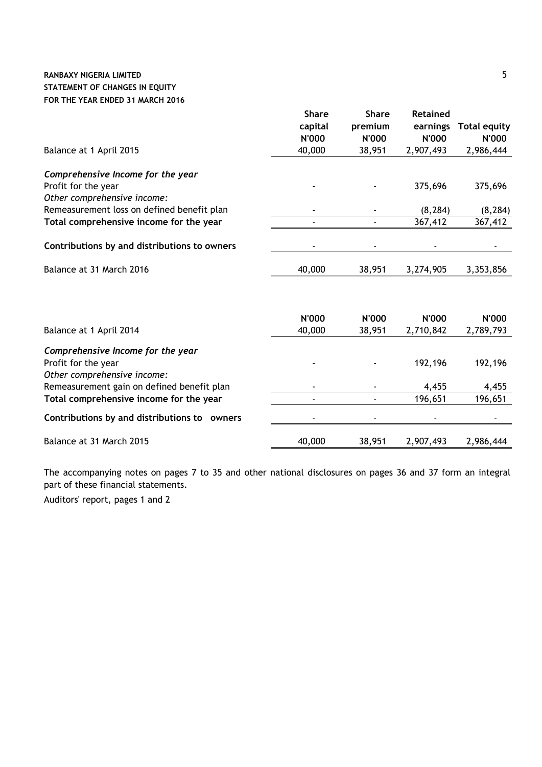**RANBAXY NIGERIA LIMITED**
**STATEMENT OF CHANGES IN EQUITY**
**FOR THE YEAR ENDED 31 MARCH 2016**

| | Share capital N'000 | Share premium N'000 | Retained earnings N'000 | Total equity N'000 |
|---|---|---|---|---|
| Balance at 1 April 2015 | 40,000 | 38,951 | 2,907,493 | 2,986,444 |
| *Comprehensive Income for the year* | | | | |
| Profit for the year | - | - | 375,696 | 375,696 |
| *Other comprehensive income:* | | | | |
| Remeasurement loss on defined benefit plan | - | - | (8,284) | (8,284) |
| **Total comprehensive income for the year** | - | - | 367,412 | 367,412 |
| **Contributions by and distributions to owners** | - | - | - | - |
| Balance at 31 March 2016 | 40,000 | 38,951 | 3,274,905 | 3,353,856 |

| | N'000 | N'000 | N'000 | N'000 |
|---|---|---|---|---|
| Balance at 1 April 2014 | 40,000 | 38,951 | 2,710,842 | 2,789,793 |
| *Comprehensive Income for the year* | | | | |
| Profit for the year | - | - | 192,196 | 192,196 |
| *Other comprehensive income:* | | | | |
| Remeasurement gain on defined benefit plan | - | - | 4,455 | 4,455 |
| **Total comprehensive income for the year** | - | - | 196,651 | 196,651 |
| **Contributions by and distributions to owners** | - | - | - | - |
| Balance at 31 March 2015 | 40,000 | 38,951 | 2,907,493 | 2,986,444 |

The accompanying notes on pages 7 to 35 and other national disclosures on pages 36 and 37 form an integral part of these financial statements.

Auditors' report, pages 1 and 2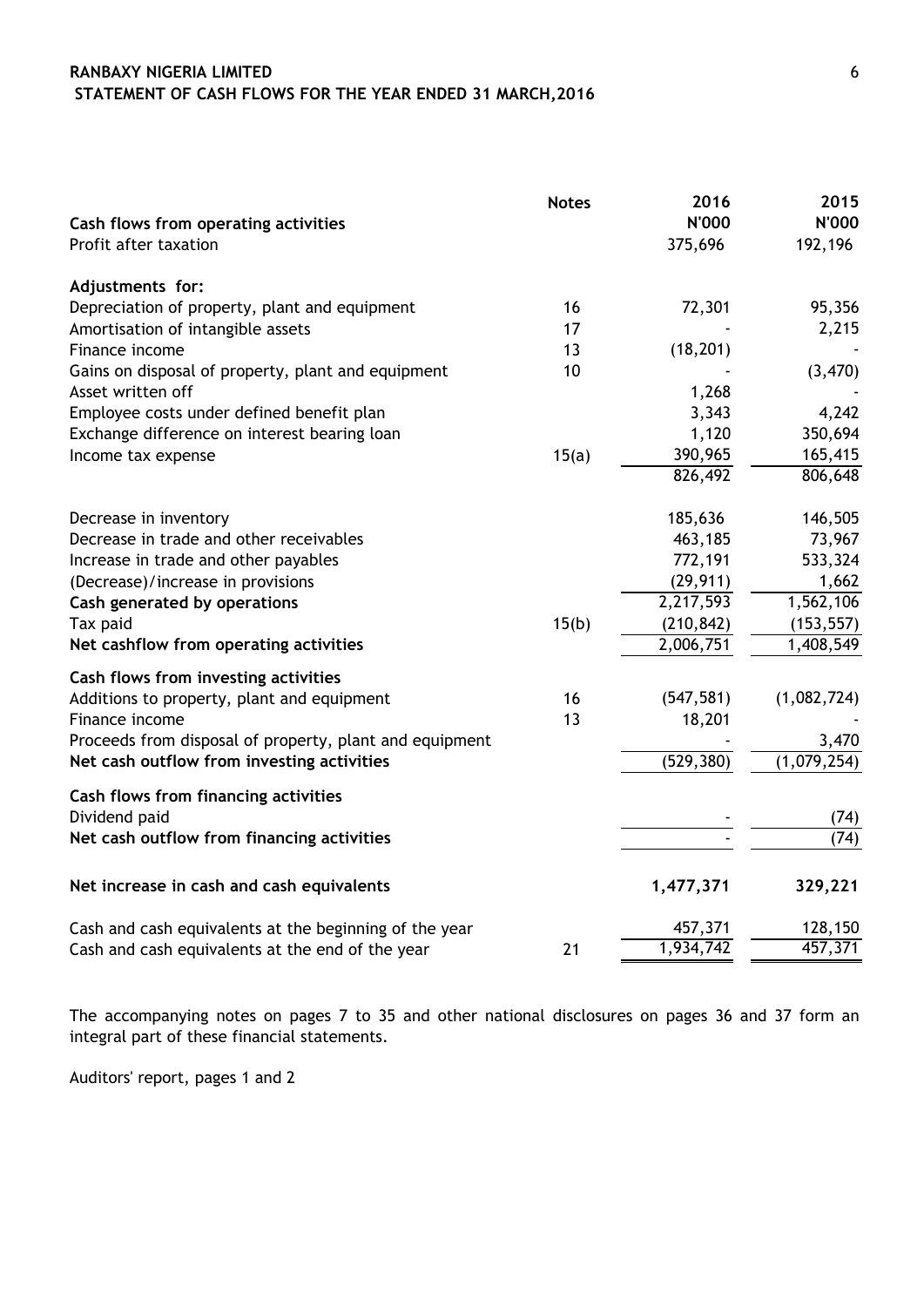# RANBAXY NIGERIA LIMITED

## STATEMENT OF CASH FLOWS FOR THE YEAR ENDED 31 MARCH,2016

| | Notes | 2016 N'000 | 2015 N'000 |
|---|---|---|---|
| **Cash flows from operating activities** | | | |
| Profit after taxation | | 375,696 | 192,196 |
| **Adjustments for:** | | | |
| Depreciation of property, plant and equipment | 16 | 72,301 | 95,356 |
| Amortisation of intangible assets | 17 | - | 2,215 |
| Finance income | 13 | (18,201) | - |
| Gains on disposal of property, plant and equipment | 10 | - | (3,470) |
| Asset written off | | 1,268 | - |
| Employee costs under defined benefit plan | | 3,343 | 4,242 |
| Exchange difference on interest bearing loan | | 1,120 | 350,694 |
| Income tax expense | 15(a) | 390,965 | 165,415 |
| | | 826,492 | 806,648 |
| Decrease in inventory | | 185,636 | 146,505 |
| Decrease in trade and other receivables | | 463,185 | 73,967 |
| Increase in trade and other payables | | 772,191 | 533,324 |
| (Decrease)/increase in provisions | | (29,911) | 1,662 |
| **Cash generated by operations** | | 2,217,593 | 1,562,106 |
| Tax paid | 15(b) | (210,842) | (153,557) |
| **Net cashflow from operating activities** | | 2,006,751 | 1,408,549 |
| **Cash flows from investing activities** | | | |
| Additions to property, plant and equipment | 16 | (547,581) | (1,082,724) |
| Finance income | 13 | 18,201 | - |
| Proceeds from disposal of property, plant and equipment | | - | 3,470 |
| **Net cash outflow from investing activities** | | (529,380) | (1,079,254) |
| **Cash flows from financing activities** | | | |
| Dividend paid | | - | (74) |
| **Net cash outflow from financing activities** | | - | (74) |
| **Net increase in cash and cash equivalents** | | **1,477,371** | **329,221** |
| Cash and cash equivalents at the beginning of the year | | 457,371 | 128,150 |
| Cash and cash equivalents at the end of the year | 21 | 1,934,742 | 457,371 |

The accompanying notes on pages 7 to 35 and other national disclosures on pages 36 and 37 form an integral part of these financial statements.

Auditors' report, pages 1 and 2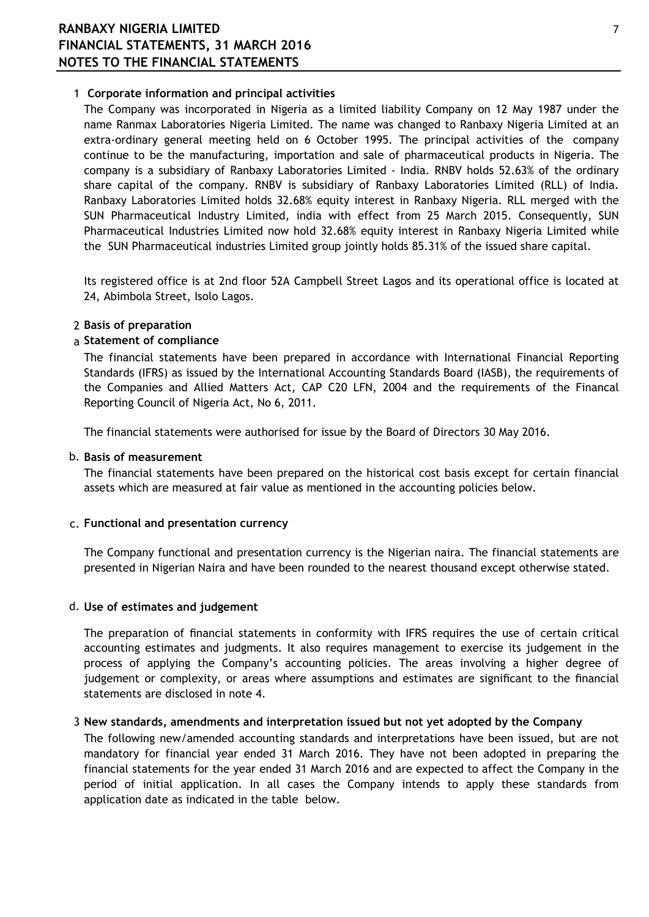## 1 Corporate information and principal activities

The Company was incorporated in Nigeria as a limited liability Company on 12 May 1987 under the name Ranmax Laboratories Nigeria Limited. The name was changed to Ranbaxy Nigeria Limited at an extra-ordinary general meeting held on 6 October 1995. The principal activities of the company continue to be the manufacturing, importation and sale of pharmaceutical products in Nigeria. The company is a subsidiary of Ranbaxy Laboratories Limited - India. RNBV holds 52.63% of the ordinary share capital of the company. RNBV is subsidiary of Ranbaxy Laboratories Limited (RLL) of India. Ranbaxy Laboratories Limited holds 32.68% equity interest in Ranbaxy Nigeria. RLL merged with the SUN Pharmaceutical Industry Limited, india with effect from 25 March 2015. Consequently, SUN Pharmaceutical Industries Limited now hold 32.68% equity interest in Ranbaxy Nigeria Limited while the SUN Pharmaceutical industries Limited group jointly holds 85.31% of the issued share capital.

Its registered office is at 2nd floor 52A Campbell Street Lagos and its operational office is located at 24, Abimbola Street, Isolo Lagos.

## 2 Basis of preparation

### a Statement of compliance

The financial statements have been prepared in accordance with International Financial Reporting Standards (IFRS) as issued by the International Accounting Standards Board (IASB), the requirements of the Companies and Allied Matters Act, CAP C20 LFN, 2004 and the requirements of the Financal Reporting Council of Nigeria Act, No 6, 2011.

The financial statements were authorised for issue by the Board of Directors 30 May 2016.

### b. Basis of measurement

The financial statements have been prepared on the historical cost basis except for certain financial assets which are measured at fair value as mentioned in the accounting policies below.

### c. Functional and presentation currency

The Company functional and presentation currency is the Nigerian naira. The financial statements are presented in Nigerian Naira and have been rounded to the nearest thousand except otherwise stated.

### d. Use of estimates and judgement

The preparation of financial statements in conformity with IFRS requires the use of certain critical accounting estimates and judgments. It also requires management to exercise its judgement in the process of applying the Company's accounting policies. The areas involving a higher degree of judgement or complexity, or areas where assumptions and estimates are significant to the financial statements are disclosed in note 4.

## 3 New standards, amendments and interpretation issued but not yet adopted by the Company

The following new/amended accounting standards and interpretations have been issued, but are not mandatory for financial year ended 31 March 2016. They have not been adopted in preparing the financial statements for the year ended 31 March 2016 and are expected to affect the Company in the period of initial application. In all cases the Company intends to apply these standards from application date as indicated in the table below.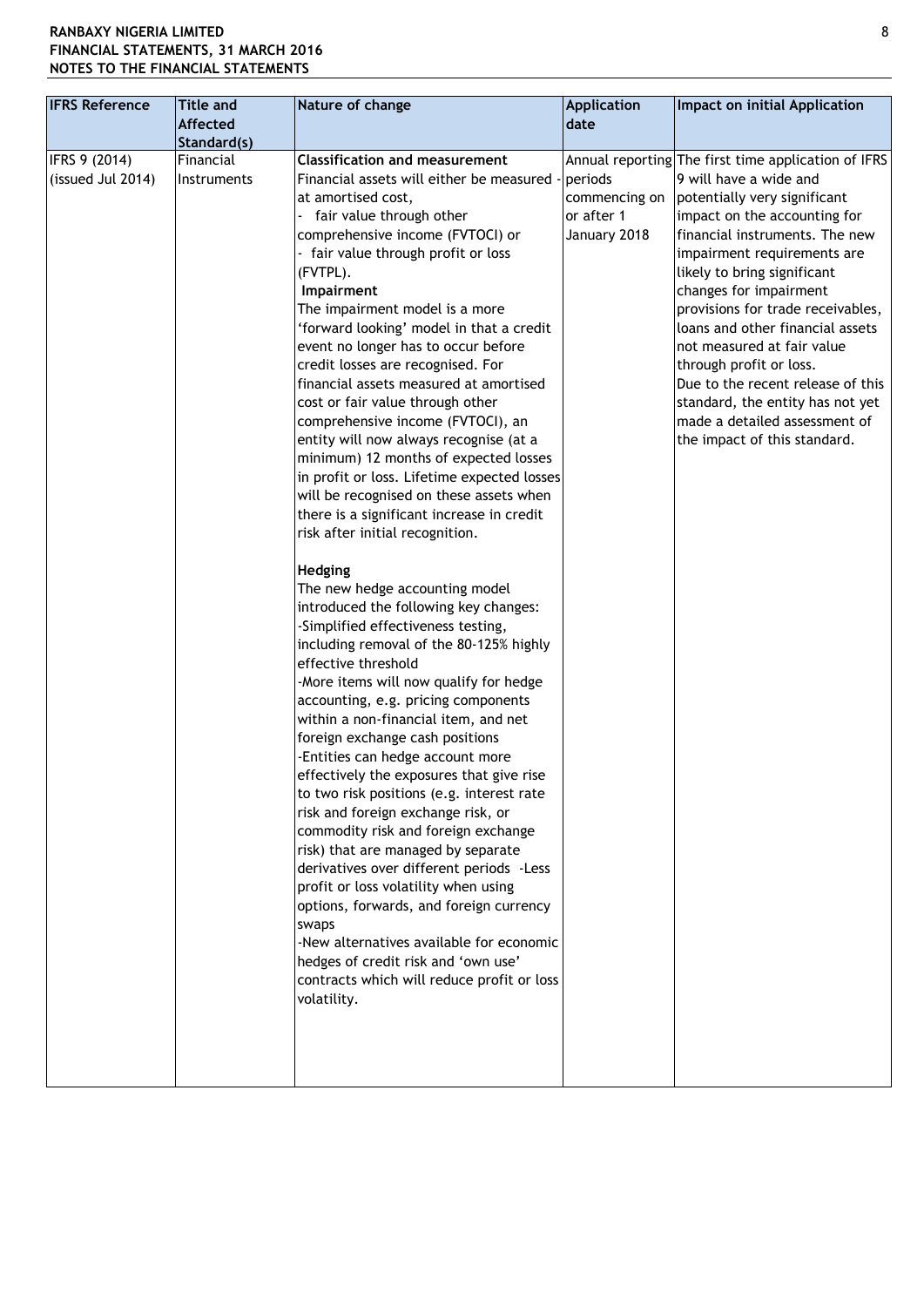| IFRS Reference | Title and Affected Standard(s) | Nature of change | Application date | Impact on initial Application |
|---|---|---|---|---|
| IFRS 9 (2014) (issued Jul 2014) | Financial Instruments | **Classification and measurement**<br>Financial assets will either be measured - at amortised cost,<br>- fair value through other comprehensive income (FVTOCI) or<br>- fair value through profit or loss (FVTPL).<br>**Impairment**<br>The impairment model is a more 'forward looking' model in that a credit event no longer has to occur before credit losses are recognised. For financial assets measured at amortised cost or fair value through other comprehensive income (FVTOCI), an entity will now always recognise (at a minimum) 12 months of expected losses in profit or loss. Lifetime expected losses will be recognised on these assets when there is a significant increase in credit risk after initial recognition.<br><br>**Hedging**<br>The new hedge accounting model introduced the following key changes:<br>-Simplified effectiveness testing, including removal of the 80-125% highly effective threshold<br>-More items will now qualify for hedge accounting, e.g. pricing components within a non-financial item, and net foreign exchange cash positions<br>-Entities can hedge account more effectively the exposures that give rise to two risk positions (e.g. interest rate risk and foreign exchange risk, or commodity risk and foreign exchange risk) that are managed by separate derivatives over different periods -Less profit or loss volatility when using options, forwards, and foreign currency swaps<br>-New alternatives available for economic hedges of credit risk and 'own use' contracts which will reduce profit or loss volatility. | Annual reporting periods commencing on or after 1 January 2018 | The first time application of IFRS 9 will have a wide and potentially very significant impact on the accounting for financial instruments. The new impairment requirements are likely to bring significant changes for impairment provisions for trade receivables, loans and other financial assets not measured at fair value through profit or loss.<br>Due to the recent release of this standard, the entity has not yet made a detailed assessment of the impact of this standard. |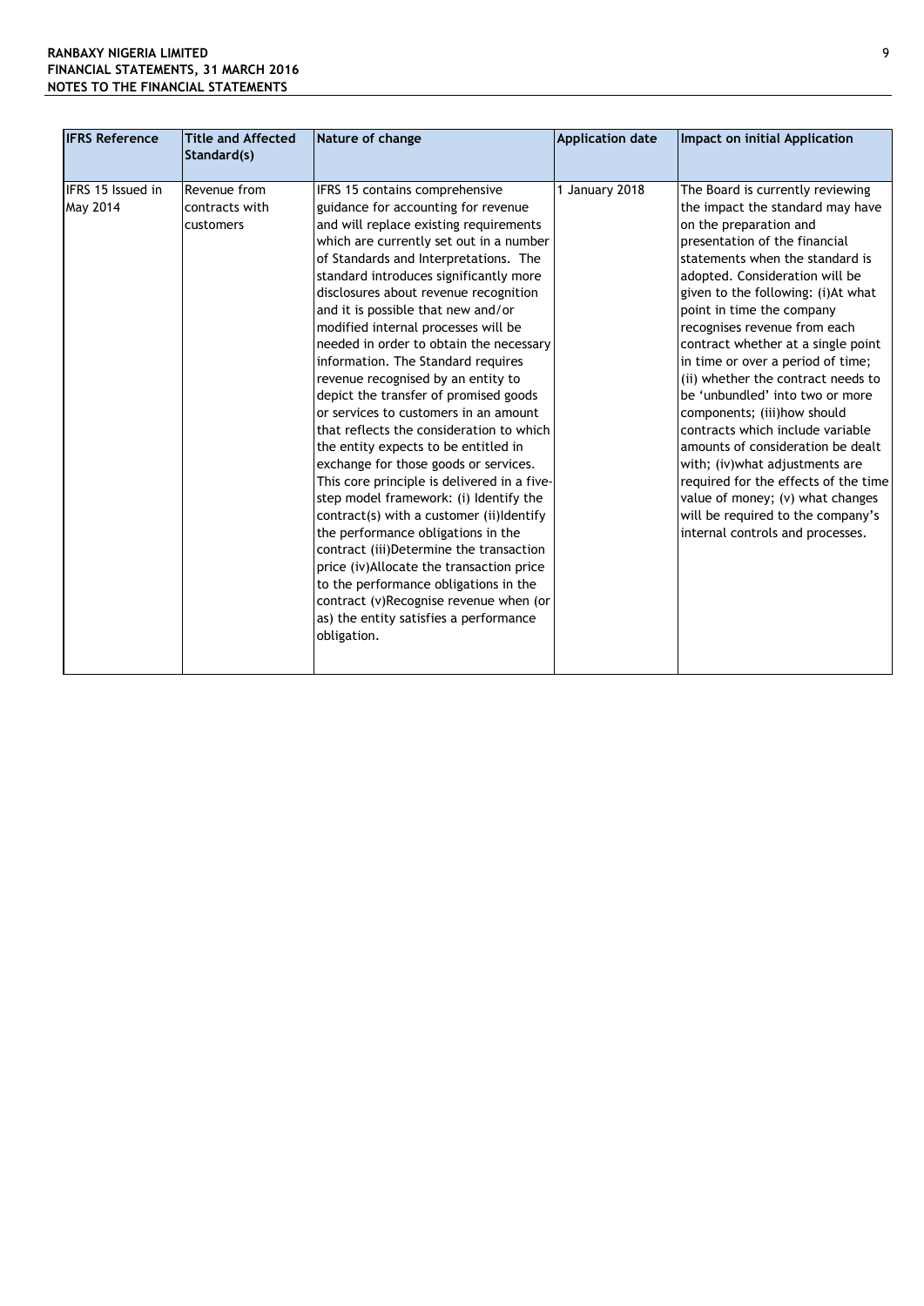| IFRS Reference | Title and Affected Standard(s) | Nature of change | Application date | Impact on initial Application |
|---|---|---|---|---|
| IFRS 15 Issued in May 2014 | Revenue from contracts with customers | IFRS 15 contains comprehensive guidance for accounting for revenue and will replace existing requirements which are currently set out in a number of Standards and Interpretations. The standard introduces significantly more disclosures about revenue recognition and it is possible that new and/or modified internal processes will be needed in order to obtain the necessary information. The Standard requires revenue recognised by an entity to depict the transfer of promised goods or services to customers in an amount that reflects the consideration to which the entity expects to be entitled in exchange for those goods or services. This core principle is delivered in a five-step model framework: (i) Identify the contract(s) with a customer (ii)Identify the performance obligations in the contract (iii)Determine the transaction price (iv)Allocate the transaction price to the performance obligations in the contract (v)Recognise revenue when (or as) the entity satisfies a performance obligation. | 1 January 2018 | The Board is currently reviewing the impact the standard may have on the preparation and presentation of the financial statements when the standard is adopted. Consideration will be given to the following: (i)At what point in time the company recognises revenue from each contract whether at a single point in time or over a period of time; (ii) whether the contract needs to be 'unbundled' into two or more components; (iii)how should contracts which include variable amounts of consideration be dealt with; (iv)what adjustments are required for the effects of the time value of money; (v) what changes will be required to the company's internal controls and processes. |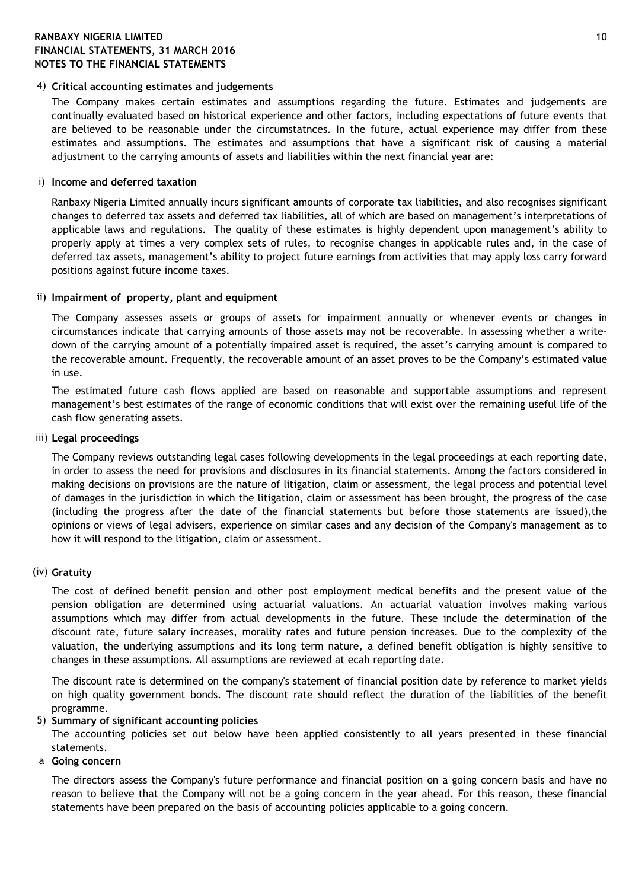## 4) Critical accounting estimates and judgements

The Company makes certain estimates and assumptions regarding the future. Estimates and judgements are continually evaluated based on historical experience and other factors, including expectations of future events that are believed to be reasonable under the circumstatnces. In the future, actual experience may differ from these estimates and assumptions. The estimates and assumptions that have a significant risk of causing a material adjustment to the carrying amounts of assets and liabilities within the next financial year are:

### i) Income and deferred taxation

Ranbaxy Nigeria Limited annually incurs significant amounts of corporate tax liabilities, and also recognises significant changes to deferred tax assets and deferred tax liabilities, all of which are based on management's interpretations of applicable laws and regulations. The quality of these estimates is highly dependent upon management's ability to properly apply at times a very complex sets of rules, to recognise changes in applicable rules and, in the case of deferred tax assets, management's ability to project future earnings from activities that may apply loss carry forward positions against future income taxes.

### ii) Impairment of property, plant and equipment

The Company assesses assets or groups of assets for impairment annually or whenever events or changes in circumstances indicate that carrying amounts of those assets may not be recoverable. In assessing whether a write-down of the carrying amount of a potentially impaired asset is required, the asset's carrying amount is compared to the recoverable amount. Frequently, the recoverable amount of an asset proves to be the Company's estimated value in use.

The estimated future cash flows applied are based on reasonable and supportable assumptions and represent management's best estimates of the range of economic conditions that will exist over the remaining useful life of the cash flow generating assets.

### iii) Legal proceedings

The Company reviews outstanding legal cases following developments in the legal proceedings at each reporting date, in order to assess the need for provisions and disclosures in its financial statements. Among the factors considered in making decisions on provisions are the nature of litigation, claim or assessment, the legal process and potential level of damages in the jurisdiction in which the litigation, claim or assessment has been brought, the progress of the case (including the progress after the date of the financial statements but before those statements are issued),the opinions or views of legal advisers, experience on similar cases and any decision of the Company's management as to how it will respond to the litigation, claim or assessment.

### (iv) Gratuity

The cost of defined benefit pension and other post employment medical benefits and the present value of the pension obligation are determined using actuarial valuations. An actuarial valuation involves making various assumptions which may differ from actual developments in the future. These include the determination of the discount rate, future salary increases, morality rates and future pension increases. Due to the complexity of the valuation, the underlying assumptions and its long term nature, a defined benefit obligation is highly sensitive to changes in these assumptions. All assumptions are reviewed at ecah reporting date.

The discount rate is determined on the company's statement of financial position date by reference to market yields on high quality government bonds. The discount rate should reflect the duration of the liabilities of the benefit programme.

## 5) Summary of significant accounting policies

The accounting policies set out below have been applied consistently to all years presented in these financial statements.

### a Going concern

The directors assess the Company's future performance and financial position on a going concern basis and have no reason to believe that the Company will not be a going concern in the year ahead. For this reason, these financial statements have been prepared on the basis of accounting policies applicable to a going concern.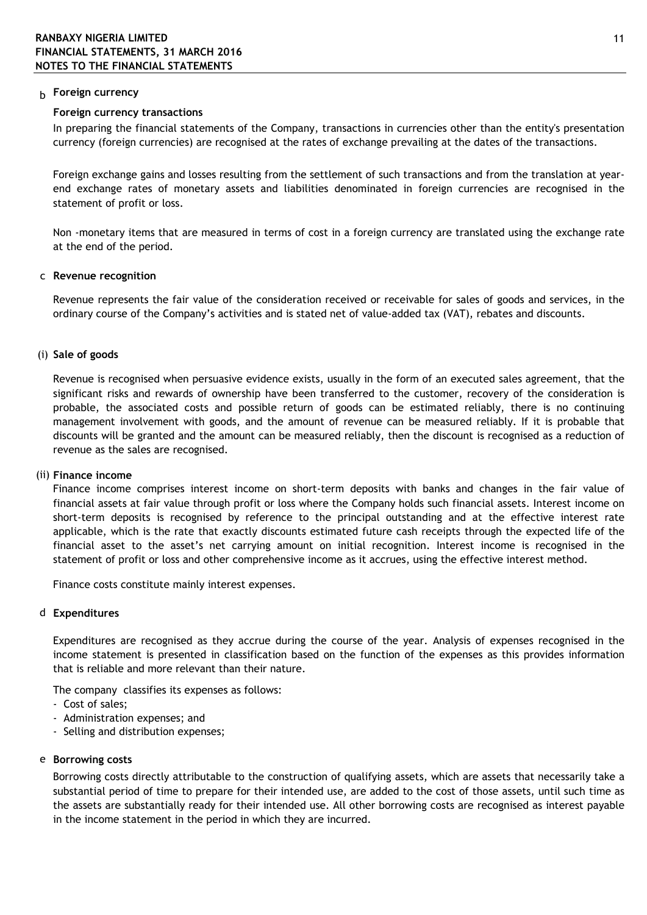### b Foreign currency

**Foreign currency transactions**

In preparing the financial statements of the Company, transactions in currencies other than the entity's presentation currency (foreign currencies) are recognised at the rates of exchange prevailing at the dates of the transactions.

Foreign exchange gains and losses resulting from the settlement of such transactions and from the translation at year-end exchange rates of monetary assets and liabilities denominated in foreign currencies are recognised in the statement of profit or loss.

Non -monetary items that are measured in terms of cost in a foreign currency are translated using the exchange rate at the end of the period.

### c Revenue recognition

Revenue represents the fair value of the consideration received or receivable for sales of goods and services, in the ordinary course of the Company's activities and is stated net of value-added tax (VAT), rebates and discounts.

**(i) Sale of goods**

Revenue is recognised when persuasive evidence exists, usually in the form of an executed sales agreement, that the significant risks and rewards of ownership have been transferred to the customer, recovery of the consideration is probable, the associated costs and possible return of goods can be estimated reliably, there is no continuing management involvement with goods, and the amount of revenue can be measured reliably. If it is probable that discounts will be granted and the amount can be measured reliably, then the discount is recognised as a reduction of revenue as the sales are recognised.

**(ii) Finance income**

Finance income comprises interest income on short-term deposits with banks and changes in the fair value of financial assets at fair value through profit or loss where the Company holds such financial assets. Interest income on short-term deposits is recognised by reference to the principal outstanding and at the effective interest rate applicable, which is the rate that exactly discounts estimated future cash receipts through the expected life of the financial asset to the asset's net carrying amount on initial recognition. Interest income is recognised in the statement of profit or loss and other comprehensive income as it accrues, using the effective interest method.

Finance costs constitute mainly interest expenses.

### d Expenditures

Expenditures are recognised as they accrue during the course of the year. Analysis of expenses recognised in the income statement is presented in classification based on the function of the expenses as this provides information that is reliable and more relevant than their nature.

The company classifies its expenses as follows:
- Cost of sales;
- Administration expenses; and
- Selling and distribution expenses;

### e Borrowing costs

Borrowing costs directly attributable to the construction of qualifying assets, which are assets that necessarily take a substantial period of time to prepare for their intended use, are added to the cost of those assets, until such time as the assets are substantially ready for their intended use. All other borrowing costs are recognised as interest payable in the income statement in the period in which they are incurred.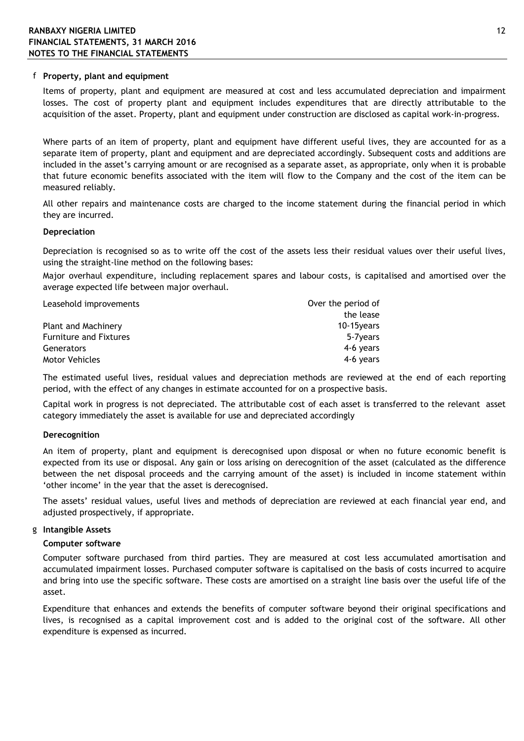## f Property, plant and equipment

Items of property, plant and equipment are measured at cost and less accumulated depreciation and impairment losses. The cost of property plant and equipment includes expenditures that are directly attributable to the acquisition of the asset. Property, plant and equipment under construction are disclosed as capital work-in-progress.

Where parts of an item of property, plant and equipment have different useful lives, they are accounted for as a separate item of property, plant and equipment and are depreciated accordingly. Subsequent costs and additions are included in the asset's carrying amount or are recognised as a separate asset, as appropriate, only when it is probable that future economic benefits associated with the item will flow to the Company and the cost of the item can be measured reliably.

All other repairs and maintenance costs are charged to the income statement during the financial period in which they are incurred.

### Depreciation

Depreciation is recognised so as to write off the cost of the assets less their residual values over their useful lives, using the straight-line method on the following bases:

Major overhaul expenditure, including replacement spares and labour costs, is capitalised and amortised over the average expected life between major overhaul.

| | |
|---|---|
| Leasehold improvements | Over the period of the lease |
| Plant and Machinery | 10-15years |
| Furniture and Fixtures | 5-7years |
| Generators | 4-6 years |
| Motor Vehicles | 4-6 years |

The estimated useful lives, residual values and depreciation methods are reviewed at the end of each reporting period, with the effect of any changes in estimate accounted for on a prospective basis.

Capital work in progress is not depreciated. The attributable cost of each asset is transferred to the relevant asset category immediately the asset is available for use and depreciated accordingly

### Derecognition

An item of property, plant and equipment is derecognised upon disposal or when no future economic benefit is expected from its use or disposal. Any gain or loss arising on derecognition of the asset (calculated as the difference between the net disposal proceeds and the carrying amount of the asset) is included in income statement within 'other income' in the year that the asset is derecognised.

The assets' residual values, useful lives and methods of depreciation are reviewed at each financial year end, and adjusted prospectively, if appropriate.

## g Intangible Assets

### Computer software

Computer software purchased from third parties. They are measured at cost less accumulated amortisation and accumulated impairment losses. Purchased computer software is capitalised on the basis of costs incurred to acquire and bring into use the specific software. These costs are amortised on a straight line basis over the useful life of the asset.

Expenditure that enhances and extends the benefits of computer software beyond their original specifications and lives, is recognised as a capital improvement cost and is added to the original cost of the software. All other expenditure is expensed as incurred.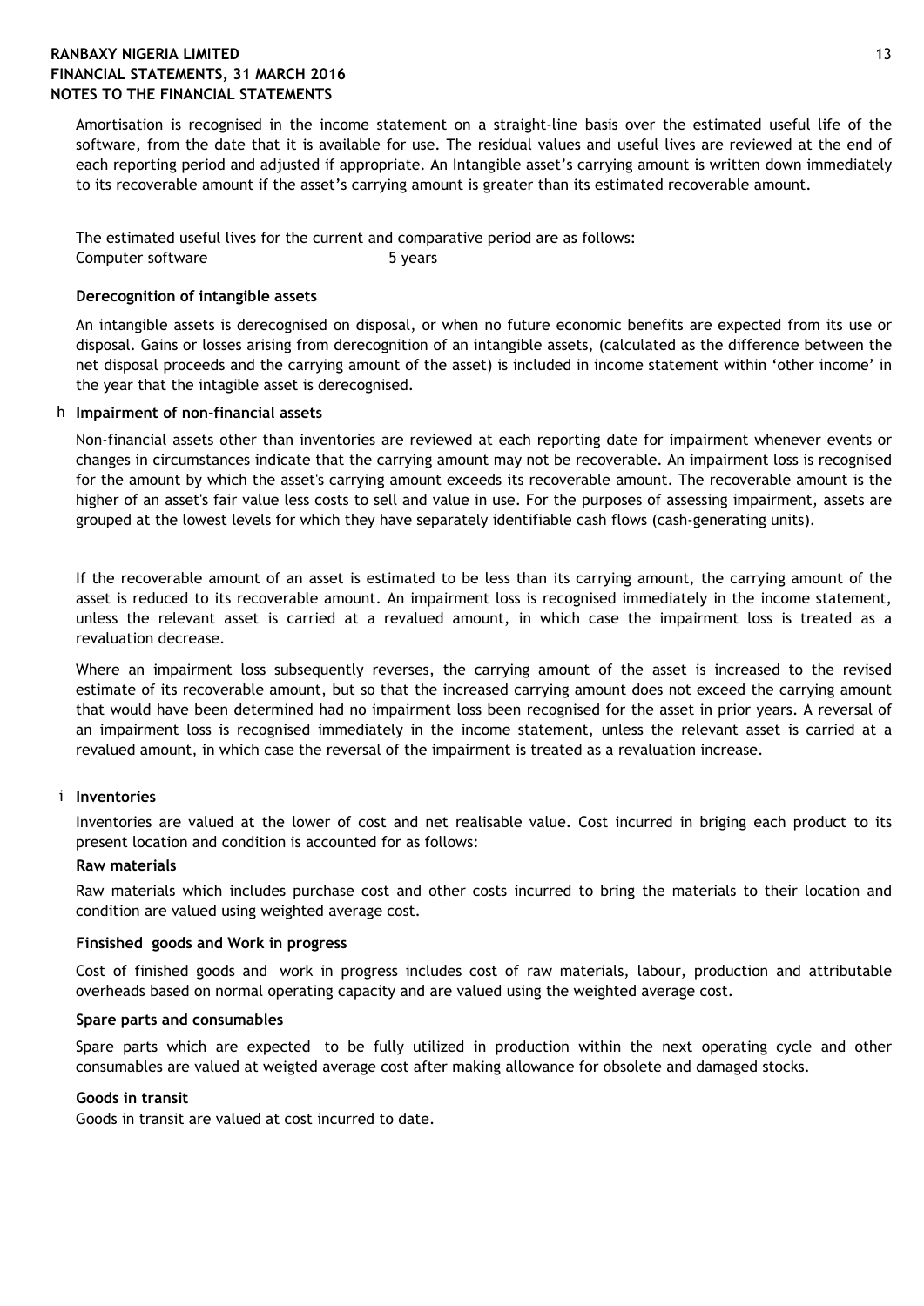Amortisation is recognised in the income statement on a straight-line basis over the estimated useful life of the software, from the date that it is available for use. The residual values and useful lives are reviewed at the end of each reporting period and adjusted if appropriate. An Intangible asset's carrying amount is written down immediately to its recoverable amount if the asset's carrying amount is greater than its estimated recoverable amount.

The estimated useful lives for the current and comparative period are as follows:

| | |
|---|---|
| Computer software | 5 years |

**Derecognition of intangible assets**

An intangible assets is derecognised on disposal, or when no future economic benefits are expected from its use or disposal. Gains or losses arising from derecognition of an intangible assets, (calculated as the difference between the net disposal proceeds and the carrying amount of the asset) is included in income statement within 'other income' in the year that the intagible asset is derecognised.

h **Impairment of non-financial assets**

Non-financial assets other than inventories are reviewed at each reporting date for impairment whenever events or changes in circumstances indicate that the carrying amount may not be recoverable. An impairment loss is recognised for the amount by which the asset's carrying amount exceeds its recoverable amount. The recoverable amount is the higher of an asset's fair value less costs to sell and value in use. For the purposes of assessing impairment, assets are grouped at the lowest levels for which they have separately identifiable cash flows (cash-generating units).

If the recoverable amount of an asset is estimated to be less than its carrying amount, the carrying amount of the asset is reduced to its recoverable amount. An impairment loss is recognised immediately in the income statement, unless the relevant asset is carried at a revalued amount, in which case the impairment loss is treated as a revaluation decrease.

Where an impairment loss subsequently reverses, the carrying amount of the asset is increased to the revised estimate of its recoverable amount, but so that the increased carrying amount does not exceed the carrying amount that would have been determined had no impairment loss been recognised for the asset in prior years. A reversal of an impairment loss is recognised immediately in the income statement, unless the relevant asset is carried at a revalued amount, in which case the reversal of the impairment is treated as a revaluation increase.

i **Inventories**

Inventories are valued at the lower of cost and net realisable value. Cost incurred in briging each product to its present location and condition is accounted for as follows:

**Raw materials**

Raw materials which includes purchase cost and other costs incurred to bring the materials to their location and condition are valued using weighted average cost.

**Finsished goods and Work in progress**

Cost of finished goods and work in progress includes cost of raw materials, labour, production and attributable overheads based on normal operating capacity and are valued using the weighted average cost.

**Spare parts and consumables**

Spare parts which are expected to be fully utilized in production within the next operating cycle and other consumables are valued at weigted average cost after making allowance for obsolete and damaged stocks.

**Goods in transit**

Goods in transit are valued at cost incurred to date.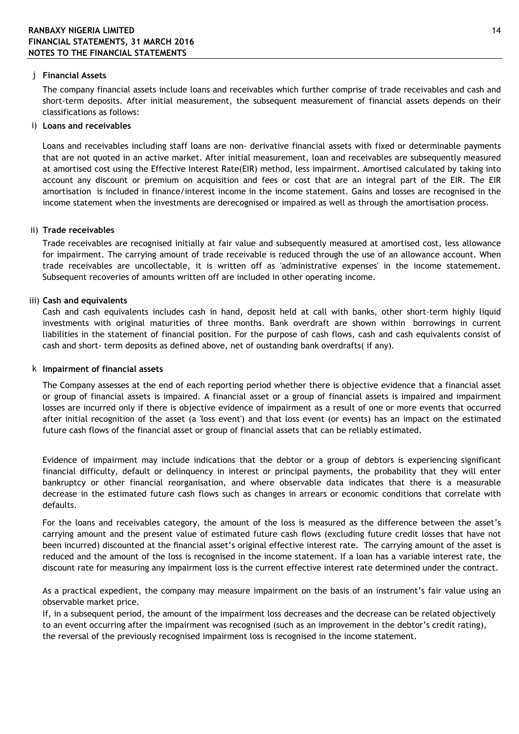### j Financial Assets

The company financial assets include loans and receivables which further comprise of trade receivables and cash and short-term deposits. After initial measurement, the subsequent measurement of financial assets depends on their classifications as follows:

#### i) Loans and receivables

Loans and receivables including staff loans are non- derivative financial assets with fixed or determinable payments that are not quoted in an active market. After initial measurement, loan and receivables are subsequently measured at amortised cost using the Effective Interest Rate(EIR) method, less impairment. Amortised calculated by taking into account any discount or premium on acquisition and fees or cost that are an integral part of the EIR. The EIR amortisation is included in finance/interest income in the income statement. Gains and losses are recognised in the income statement when the investments are derecognised or impaired as well as through the amortisation process.

#### ii) Trade receivables

Trade receivables are recognised initially at fair value and subsequently measured at amortised cost, less allowance for impairment. The carrying amount of trade receivable is reduced through the use of an allowance account. When trade receivables are uncollectable, it is written off as 'administrative expenses' in the income statemement. Subsequent recoveries of amounts written off are included in other operating income.

#### iii) Cash and equivalents

Cash and cash equivalents includes cash in hand, deposit held at call with banks, other short-term highly liquid investments with original maturities of three months. Bank overdraft are shown within borrowings in current liabilities in the statement of financial position. For the purpose of cash flows, cash and cash equivalents consist of cash and short- term deposits as defined above, net of oustanding bank overdrafts( if any).

### k Impairment of financial assets

The Company assesses at the end of each reporting period whether there is objective evidence that a financial asset or group of financial assets is impaired. A financial asset or a group of financial assets is impaired and impairment losses are incurred only if there is objective evidence of impairment as a result of one or more events that occurred after initial recognition of the asset (a 'loss event') and that loss event (or events) has an impact on the estimated future cash flows of the financial asset or group of financial assets that can be reliably estimated.

Evidence of impairment may include indications that the debtor or a group of debtors is experiencing significant financial difficulty, default or delinquency in interest or principal payments, the probability that they will enter bankruptcy or other financial reorganisation, and where observable data indicates that there is a measurable decrease in the estimated future cash flows such as changes in arrears or economic conditions that correlate with defaults.

For the loans and receivables category, the amount of the loss is measured as the difference between the asset's carrying amount and the present value of estimated future cash flows (excluding future credit losses that have not been incurred) discounted at the financial asset's original effective interest rate. The carrying amount of the asset is reduced and the amount of the loss is recognised in the income statement. If a loan has a variable interest rate, the discount rate for measuring any impairment loss is the current effective interest rate determined under the contract.

As a practical expedient, the company may measure impairment on the basis of an instrument's fair value using an observable market price.

If, in a subsequent period, the amount of the impairment loss decreases and the decrease can be related objectively to an event occurring after the impairment was recognised (such as an improvement in the debtor's credit rating), the reversal of the previously recognised impairment loss is recognised in the income statement.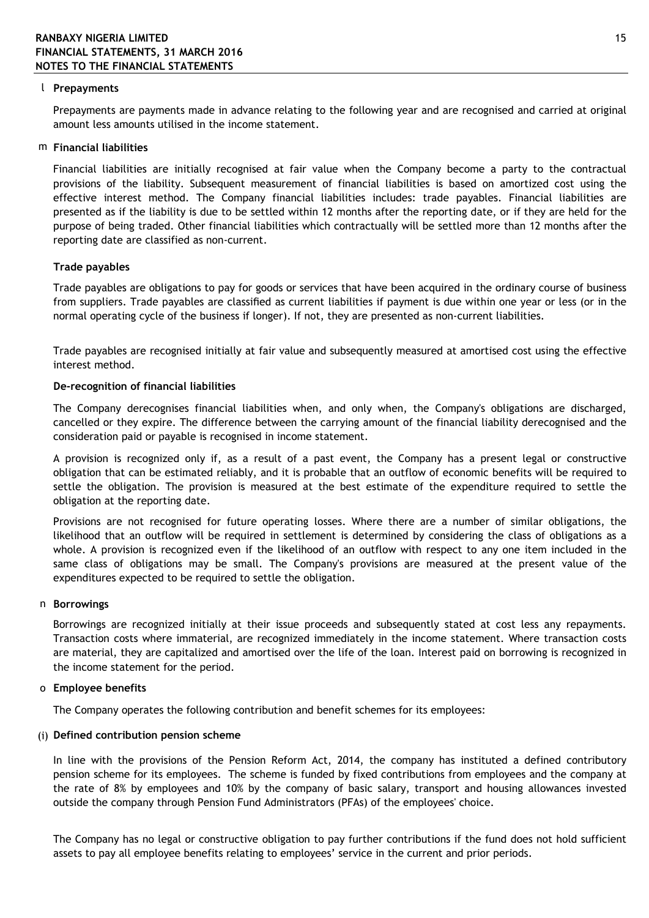## l Prepayments

Prepayments are payments made in advance relating to the following year and are recognised and carried at original amount less amounts utilised in the income statement.

## m Financial liabilities

Financial liabilities are initially recognised at fair value when the Company become a party to the contractual provisions of the liability. Subsequent measurement of financial liabilities is based on amortized cost using the effective interest method. The Company financial liabilities includes: trade payables. Financial liabilities are presented as if the liability is due to be settled within 12 months after the reporting date, or if they are held for the purpose of being traded. Other financial liabilities which contractually will be settled more than 12 months after the reporting date are classified as non-current.

### Trade payables

Trade payables are obligations to pay for goods or services that have been acquired in the ordinary course of business from suppliers. Trade payables are classified as current liabilities if payment is due within one year or less (or in the normal operating cycle of the business if longer). If not, they are presented as non-current liabilities.

Trade payables are recognised initially at fair value and subsequently measured at amortised cost using the effective interest method.

### De-recognition of financial liabilities

The Company derecognises financial liabilities when, and only when, the Company's obligations are discharged, cancelled or they expire. The difference between the carrying amount of the financial liability derecognised and the consideration paid or payable is recognised in income statement.

A provision is recognized only if, as a result of a past event, the Company has a present legal or constructive obligation that can be estimated reliably, and it is probable that an outflow of economic benefits will be required to settle the obligation. The provision is measured at the best estimate of the expenditure required to settle the obligation at the reporting date.

Provisions are not recognised for future operating losses. Where there are a number of similar obligations, the likelihood that an outflow will be required in settlement is determined by considering the class of obligations as a whole. A provision is recognized even if the likelihood of an outflow with respect to any one item included in the same class of obligations may be small. The Company's provisions are measured at the present value of the expenditures expected to be required to settle the obligation.

## n Borrowings

Borrowings are recognized initially at their issue proceeds and subsequently stated at cost less any repayments. Transaction costs where immaterial, are recognized immediately in the income statement. Where transaction costs are material, they are capitalized and amortised over the life of the loan. Interest paid on borrowing is recognized in the income statement for the period.

## o Employee benefits

The Company operates the following contribution and benefit schemes for its employees:

### (i) Defined contribution pension scheme

In line with the provisions of the Pension Reform Act, 2014, the company has instituted a defined contributory pension scheme for its employees. The scheme is funded by fixed contributions from employees and the company at the rate of 8% by employees and 10% by the company of basic salary, transport and housing allowances invested outside the company through Pension Fund Administrators (PFAs) of the employees' choice.

The Company has no legal or constructive obligation to pay further contributions if the fund does not hold sufficient assets to pay all employee benefits relating to employees' service in the current and prior periods.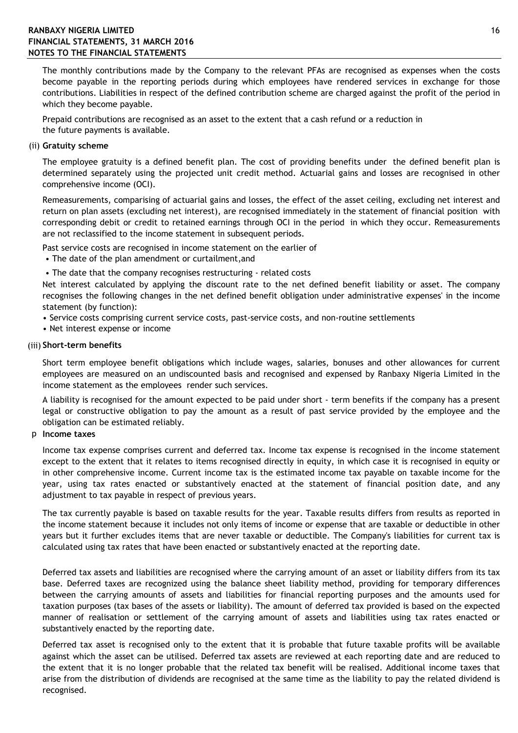The monthly contributions made by the Company to the relevant PFAs are recognised as expenses when the costs become payable in the reporting periods during which employees have rendered services in exchange for those contributions. Liabilities in respect of the defined contribution scheme are charged against the profit of the period in which they become payable.

Prepaid contributions are recognised as an asset to the extent that a cash refund or a reduction in the future payments is available.

(ii) **Gratuity scheme**

The employee gratuity is a defined benefit plan. The cost of providing benefits under the defined benefit plan is determined separately using the projected unit credit method. Actuarial gains and losses are recognised in other comprehensive income (OCI).

Remeasurements, comparising of actuarial gains and losses, the effect of the asset ceiling, excluding net interest and return on plan assets (excluding net interest), are recognised immediately in the statement of financial position with corresponding debit or credit to retained earnings through OCI in the period in which they occur. Remeasurements are not reclassified to the income statement in subsequent periods.

Past service costs are recognised in income statement on the earlier of

- The date of the plan amendment or curtailment,and
- The date that the company recognises restructuring - related costs

Net interest calculated by applying the discount rate to the net defined benefit liability or asset. The company recognises the following changes in the net defined benefit obligation under administrative expenses' in the income statement (by function):

- Service costs comprising current service costs, past-service costs, and non-routine settlements
- Net interest expense or income

(iii) **Short-term benefits**

Short term employee benefit obligations which include wages, salaries, bonuses and other allowances for current employees are measured on an undiscounted basis and recognised and expensed by Ranbaxy Nigeria Limited in the income statement as the employees render such services.

A liability is recognised for the amount expected to be paid under short - term benefits if the company has a present legal or constructive obligation to pay the amount as a result of past service provided by the employee and the obligation can be estimated reliably.

p **Income taxes**

Income tax expense comprises current and deferred tax. Income tax expense is recognised in the income statement except to the extent that it relates to items recognised directly in equity, in which case it is recognised in equity or in other comprehensive income. Current income tax is the estimated income tax payable on taxable income for the year, using tax rates enacted or substantively enacted at the statement of financial position date, and any adjustment to tax payable in respect of previous years.

The tax currently payable is based on taxable results for the year. Taxable results differs from results as reported in the income statement because it includes not only items of income or expense that are taxable or deductible in other years but it further excludes items that are never taxable or deductible. The Company's liabilities for current tax is calculated using tax rates that have been enacted or substantively enacted at the reporting date.

Deferred tax assets and liabilities are recognised where the carrying amount of an asset or liability differs from its tax base. Deferred taxes are recognized using the balance sheet liability method, providing for temporary differences between the carrying amounts of assets and liabilities for financial reporting purposes and the amounts used for taxation purposes (tax bases of the assets or liability). The amount of deferred tax provided is based on the expected manner of realisation or settlement of the carrying amount of assets and liabilities using tax rates enacted or substantively enacted by the reporting date.

Deferred tax asset is recognised only to the extent that it is probable that future taxable profits will be available against which the asset can be utilised. Deferred tax assets are reviewed at each reporting date and are reduced to the extent that it is no longer probable that the related tax benefit will be realised. Additional income taxes that arise from the distribution of dividends are recognised at the same time as the liability to pay the related dividend is recognised.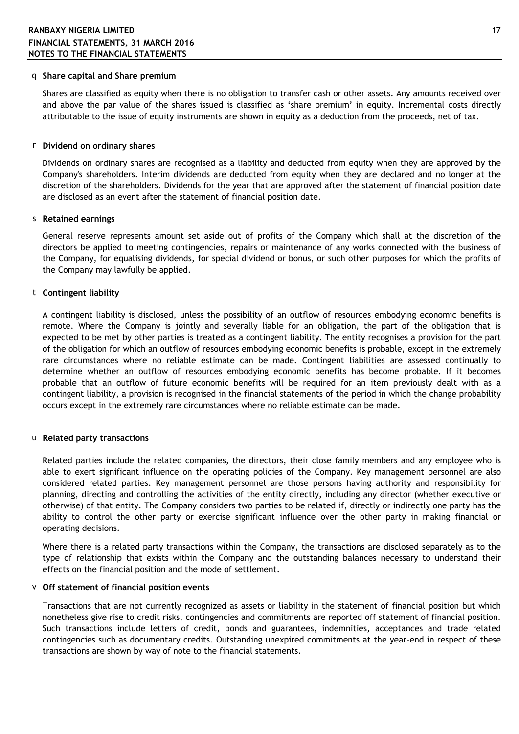## q Share capital and Share premium

Shares are classified as equity when there is no obligation to transfer cash or other assets. Any amounts received over and above the par value of the shares issued is classified as 'share premium' in equity. Incremental costs directly attributable to the issue of equity instruments are shown in equity as a deduction from the proceeds, net of tax.

## r Dividend on ordinary shares

Dividends on ordinary shares are recognised as a liability and deducted from equity when they are approved by the Company's shareholders. Interim dividends are deducted from equity when they are declared and no longer at the discretion of the shareholders. Dividends for the year that are approved after the statement of financial position date are disclosed as an event after the statement of financial position date.

## s Retained earnings

General reserve represents amount set aside out of profits of the Company which shall at the discretion of the directors be applied to meeting contingencies, repairs or maintenance of any works connected with the business of the Company, for equalising dividends, for special dividend or bonus, or such other purposes for which the profits of the Company may lawfully be applied.

## t Contingent liability

A contingent liability is disclosed, unless the possibility of an outflow of resources embodying economic benefits is remote. Where the Company is jointly and severally liable for an obligation, the part of the obligation that is expected to be met by other parties is treated as a contingent liability. The entity recognises a provision for the part of the obligation for which an outflow of resources embodying economic benefits is probable, except in the extremely rare circumstances where no reliable estimate can be made. Contingent liabilities are assessed continually to determine whether an outflow of resources embodying economic benefits has become probable. If it becomes probable that an outflow of future economic benefits will be required for an item previously dealt with as a contingent liability, a provision is recognised in the financial statements of the period in which the change probability occurs except in the extremely rare circumstances where no reliable estimate can be made.

## u Related party transactions

Related parties include the related companies, the directors, their close family members and any employee who is able to exert significant influence on the operating policies of the Company. Key management personnel are also considered related parties. Key management personnel are those persons having authority and responsibility for planning, directing and controlling the activities of the entity directly, including any director (whether executive or otherwise) of that entity. The Company considers two parties to be related if, directly or indirectly one party has the ability to control the other party or exercise significant influence over the other party in making financial or operating decisions.

Where there is a related party transactions within the Company, the transactions are disclosed separately as to the type of relationship that exists within the Company and the outstanding balances necessary to understand their effects on the financial position and the mode of settlement.

## v Off statement of financial position events

Transactions that are not currently recognized as assets or liability in the statement of financial position but which nonetheless give rise to credit risks, contingencies and commitments are reported off statement of financial position. Such transactions include letters of credit, bonds and guarantees, indemnities, acceptances and trade related contingencies such as documentary credits. Outstanding unexpired commitments at the year-end in respect of these transactions are shown by way of note to the financial statements.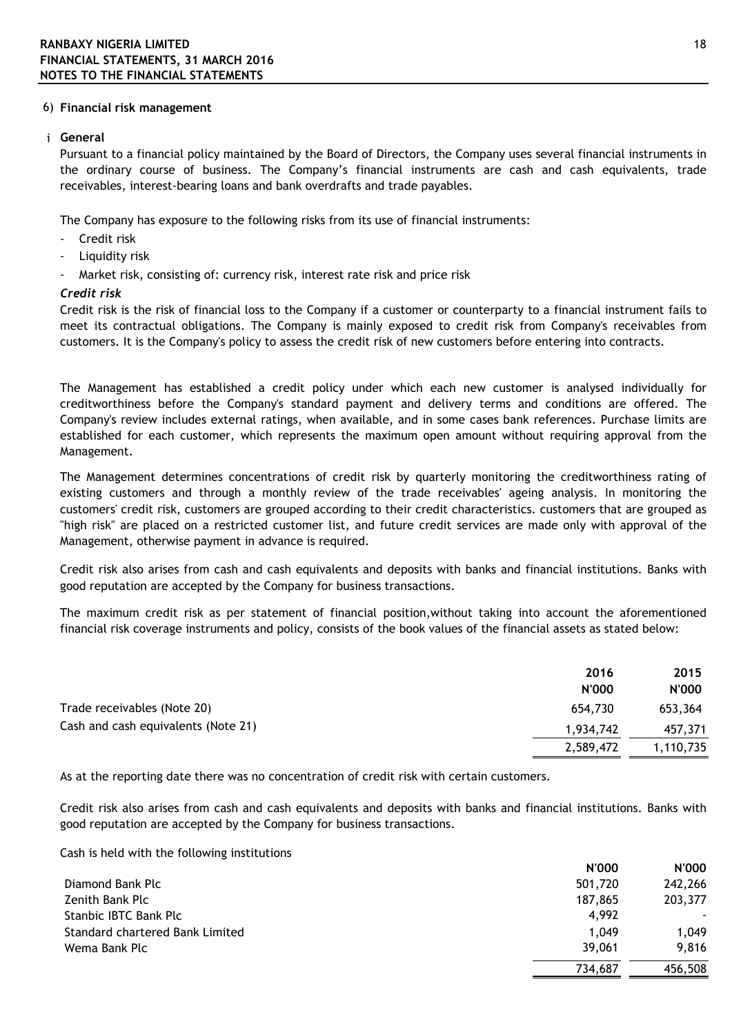## 6) Financial risk management

### i General

Pursuant to a financial policy maintained by the Board of Directors, the Company uses several financial instruments in the ordinary course of business. The Company's financial instruments are cash and cash equivalents, trade receivables, interest-bearing loans and bank overdrafts and trade payables.

The Company has exposure to the following risks from its use of financial instruments:

- Credit risk
- Liquidity risk
- Market risk, consisting of: currency risk, interest rate risk and price risk

***Credit risk***

Credit risk is the risk of financial loss to the Company if a customer or counterparty to a financial instrument fails to meet its contractual obligations. The Company is mainly exposed to credit risk from Company's receivables from customers. It is the Company's policy to assess the credit risk of new customers before entering into contracts.

The Management has established a credit policy under which each new customer is analysed individually for creditworthiness before the Company's standard payment and delivery terms and conditions are offered. The Company's review includes external ratings, when available, and in some cases bank references. Purchase limits are established for each customer, which represents the maximum open amount without requiring approval from the Management.

The Management determines concentrations of credit risk by quarterly monitoring the creditworthiness rating of existing customers and through a monthly review of the trade receivables' ageing analysis. In monitoring the customers' credit risk, customers are grouped according to their credit characteristics. customers that are grouped as "high risk" are placed on a restricted customer list, and future credit services are made only with approval of the Management, otherwise payment in advance is required.

Credit risk also arises from cash and cash equivalents and deposits with banks and financial institutions. Banks with good reputation are accepted by the Company for business transactions.

The maximum credit risk as per statement of financial position,without taking into account the aforementioned financial risk coverage instruments and policy, consists of the book values of the financial assets as stated below:

| | 2016<br>N'000 | 2015<br>N'000 |
|---|---|---|
| Trade receivables (Note 20) | 654,730 | 653,364 |
| Cash and cash equivalents (Note 21) | 1,934,742 | 457,371 |
| | 2,589,472 | 1,110,735 |

As at the reporting date there was no concentration of credit risk with certain customers.

Credit risk also arises from cash and cash equivalents and deposits with banks and financial institutions. Banks with good reputation are accepted by the Company for business transactions.

Cash is held with the following institutions

| | N'000 | N'000 |
|---|---|---|
| Diamond Bank Plc | 501,720 | 242,266 |
| Zenith Bank Plc | 187,865 | 203,377 |
| Stanbic IBTC Bank Plc | 4,992 | - |
| Standard chartered Bank Limited | 1,049 | 1,049 |
| Wema Bank Plc | 39,061 | 9,816 |
| | 734,687 | 456,508 |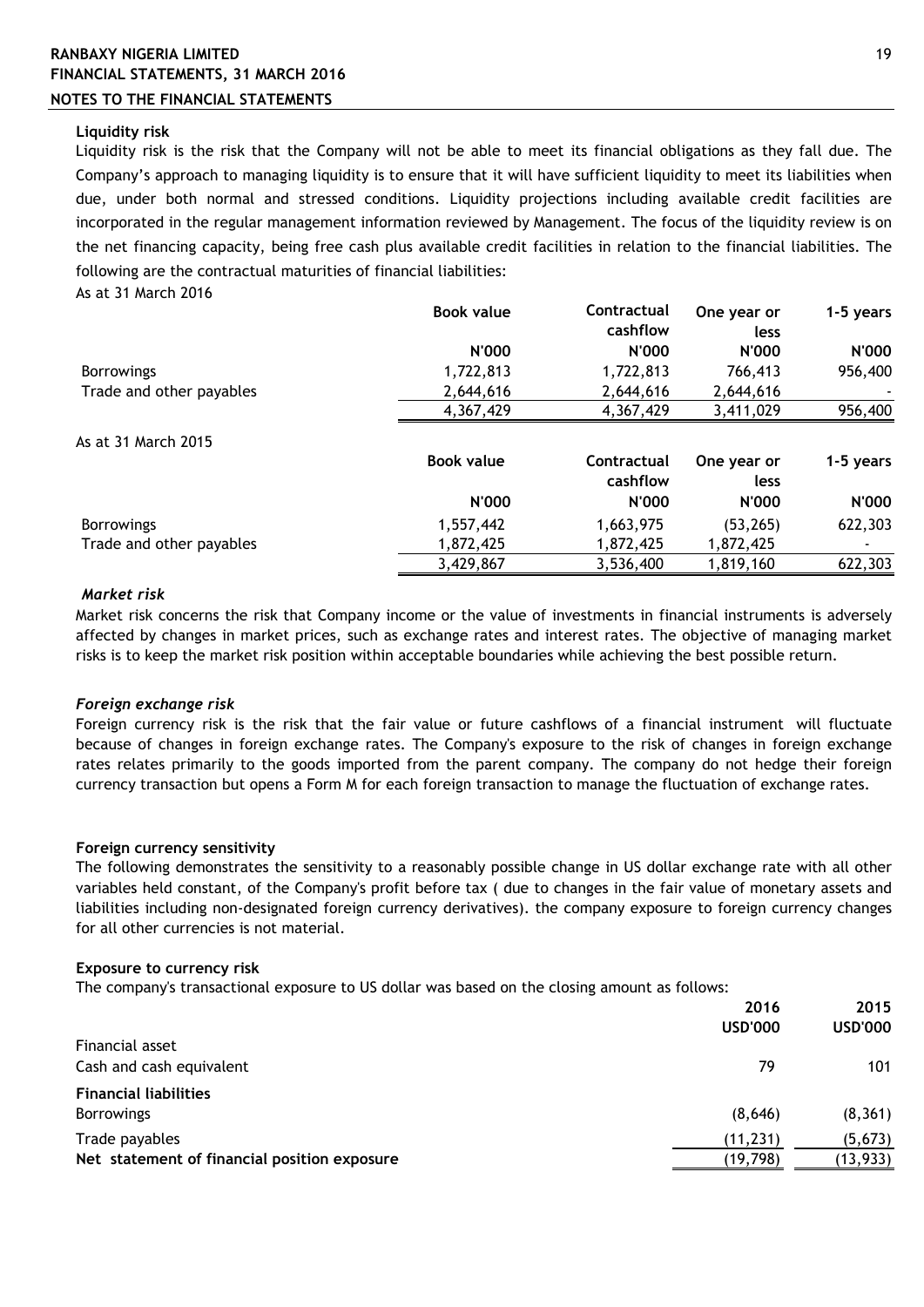**Liquidity risk**

Liquidity risk is the risk that the Company will not be able to meet its financial obligations as they fall due. The Company's approach to managing liquidity is to ensure that it will have sufficient liquidity to meet its liabilities when due, under both normal and stressed conditions. Liquidity projections including available credit facilities are incorporated in the regular management information reviewed by Management. The focus of the liquidity review is on the net financing capacity, being free cash plus available credit facilities in relation to the financial liabilities. The following are the contractual maturities of financial liabilities:

As at 31 March 2016

| | Book value | Contractual cashflow | One year or less | 1-5 years |
|---|---|---|---|---|
| | N'000 | N'000 | N'000 | N'000 |
| Borrowings | 1,722,813 | 1,722,813 | 766,413 | 956,400 |
| Trade and other payables | 2,644,616 | 2,644,616 | 2,644,616 | - |
| | 4,367,429 | 4,367,429 | 3,411,029 | 956,400 |

As at 31 March 2015

| | Book value | Contractual cashflow | One year or less | 1-5 years |
|---|---|---|---|---|
| | N'000 | N'000 | N'000 | N'000 |
| Borrowings | 1,557,442 | 1,663,975 | (53,265) | 622,303 |
| Trade and other payables | 1,872,425 | 1,872,425 | 1,872,425 | - |
| | 3,429,867 | 3,536,400 | 1,819,160 | 622,303 |

***Market risk***

Market risk concerns the risk that Company income or the value of investments in financial instruments is adversely affected by changes in market prices, such as exchange rates and interest rates. The objective of managing market risks is to keep the market risk position within acceptable boundaries while achieving the best possible return.

***Foreign exchange risk***

Foreign currency risk is the risk that the fair value or future cashflows of a financial instrument will fluctuate because of changes in foreign exchange rates. The Company's exposure to the risk of changes in foreign exchange rates relates primarily to the goods imported from the parent company. The company do not hedge their foreign currency transaction but opens a Form M for each foreign transaction to manage the fluctuation of exchange rates.

**Foreign currency sensitivity**

The following demonstrates the sensitivity to a reasonably possible change in US dollar exchange rate with all other variables held constant, of the Company's profit before tax ( due to changes in the fair value of monetary assets and liabilities including non-designated foreign currency derivatives). the company exposure to foreign currency changes for all other currencies is not material.

**Exposure to currency risk**

The company's transactional exposure to US dollar was based on the closing amount as follows:

| | 2016 | 2015 |
|---|---|---|
| | USD'000 | USD'000 |
| Financial asset | | |
| Cash and cash equivalent | 79 | 101 |
| **Financial liabilities** | | |
| Borrowings | (8,646) | (8,361) |
| Trade payables | (11,231) | (5,673) |
| **Net statement of financial position exposure** | (19,798) | (13,933) |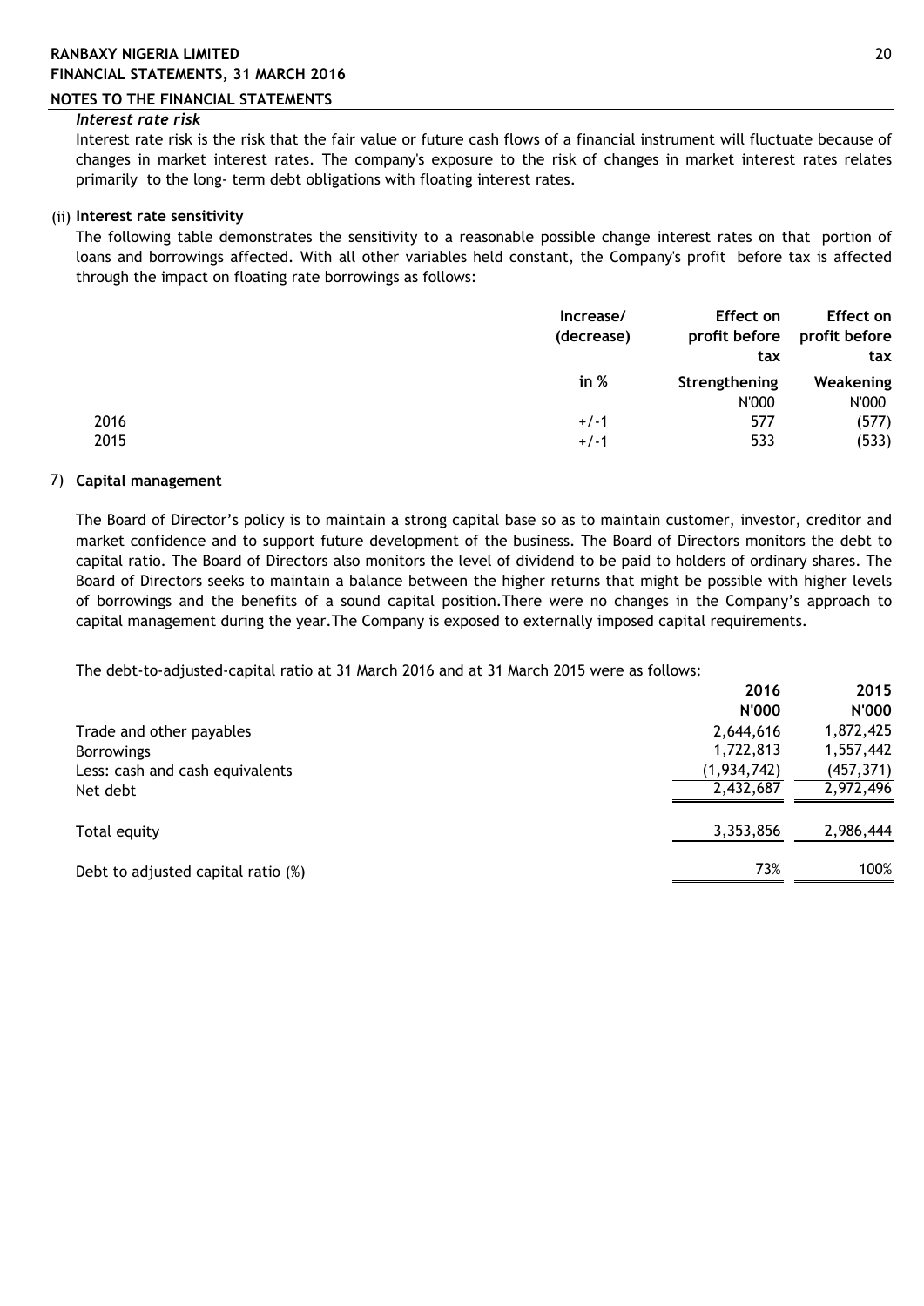*Interest rate risk*

Interest rate risk is the risk that the fair value or future cash flows of a financial instrument will fluctuate because of changes in market interest rates. The company's exposure to the risk of changes in market interest rates relates primarily to the long- term debt obligations with floating interest rates.

(ii) **Interest rate sensitivity**

The following table demonstrates the sensitivity to a reasonable possible change interest rates on that portion of loans and borrowings affected. With all other variables held constant, the Company's profit before tax is affected through the impact on floating rate borrowings as follows:

| | Increase/ (decrease) | Effect on profit before tax | Effect on profit before tax |
|---|---|---|---|
| | in % | Strengthening N'000 | Weakening N'000 |
| 2016 | +/-1 | 577 | (577) |
| 2015 | +/-1 | 533 | (533) |

7) **Capital management**

The Board of Director's policy is to maintain a strong capital base so as to maintain customer, investor, creditor and market confidence and to support future development of the business. The Board of Directors monitors the debt to capital ratio. The Board of Directors also monitors the level of dividend to be paid to holders of ordinary shares. The Board of Directors seeks to maintain a balance between the higher returns that might be possible with higher levels of borrowings and the benefits of a sound capital position.There were no changes in the Company's approach to capital management during the year.The Company is exposed to externally imposed capital requirements.

The debt-to-adjusted-capital ratio at 31 March 2016 and at 31 March 2015 were as follows:

| | 2016 N'000 | 2015 N'000 |
|---|---|---|
| Trade and other payables | 2,644,616 | 1,872,425 |
| Borrowings | 1,722,813 | 1,557,442 |
| Less: cash and cash equivalents | (1,934,742) | (457,371) |
| Net debt | 2,432,687 | 2,972,496 |
| Total equity | 3,353,856 | 2,986,444 |
| Debt to adjusted capital ratio (%) | 73% | 100% |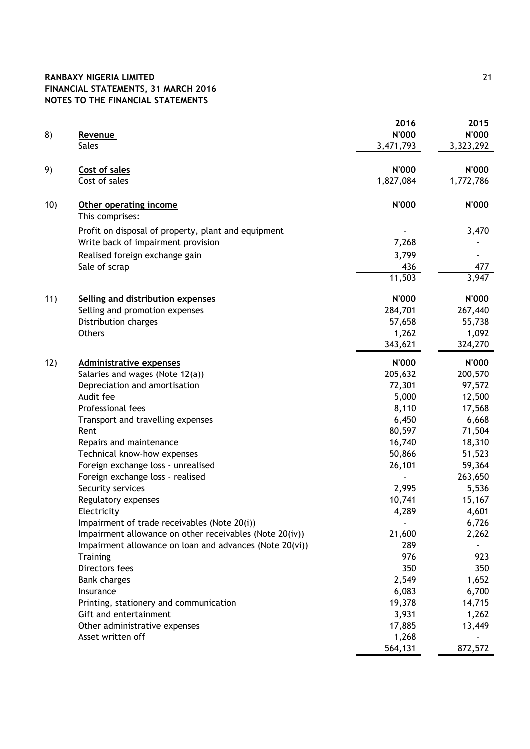**RANBAXY NIGERIA LIMITED**
**FINANCIAL STATEMENTS, 31 MARCH 2016**
**NOTES TO THE FINANCIAL STATEMENTS**

| | | 2016 | 2015 |
|---|---|---|---|
| 8) | <u>Revenue</u> | N'000 | N'000 |
| | Sales | 3,471,793 | 3,323,292 |
| | | | |
| 9) | <u>Cost of sales</u> | N'000 | N'000 |
| | Cost of sales | 1,827,084 | 1,772,786 |
| | | | |
| 10) | <u>Other operating income</u> | N'000 | N'000 |
| | This comprises: | | |
| | Profit on disposal of property, plant and equipment | - | 3,470 |
| | Write back of impairment provision | 7,268 | - |
| | Realised foreign exchange gain | 3,799 | - |
| | Sale of scrap | 436 | 477 |
| | | 11,503 | 3,947 |
| | | | |
| 11) | **Selling and distribution expenses** | N'000 | N'000 |
| | Selling and promotion expenses | 284,701 | 267,440 |
| | Distribution charges | 57,658 | 55,738 |
| | Others | 1,262 | 1,092 |
| | | 343,621 | 324,270 |
| | | | |
| 12) | <u>Administrative expenses</u> | N'000 | N'000 |
| | Salaries and wages (Note 12(a)) | 205,632 | 200,570 |
| | Depreciation and amortisation | 72,301 | 97,572 |
| | Audit fee | 5,000 | 12,500 |
| | Professional fees | 8,110 | 17,568 |
| | Transport and travelling expenses | 6,450 | 6,668 |
| | Rent | 80,597 | 71,504 |
| | Repairs and maintenance | 16,740 | 18,310 |
| | Technical know-how expenses | 50,866 | 51,523 |
| | Foreign exchange loss - unrealised | 26,101 | 59,364 |
| | Foreign exchange loss - realised | - | 263,650 |
| | Security services | 2,995 | 5,536 |
| | Regulatory expenses | 10,741 | 15,167 |
| | Electricity | 4,289 | 4,601 |
| | Impairment of trade receivables (Note 20(i)) | - | 6,726 |
| | Impairment allowance on other receivables (Note 20(iv)) | 21,600 | 2,262 |
| | Impairment allowance on loan and advances (Note 20(vi)) | 289 | - |
| | Training | 976 | 923 |
| | Directors fees | 350 | 350 |
| | Bank charges | 2,549 | 1,652 |
| | Insurance | 6,083 | 6,700 |
| | Printing, stationery and communication | 19,378 | 14,715 |
| | Gift and entertainment | 3,931 | 1,262 |
| | Other administrative expenses | 17,885 | 13,449 |
| | Asset written off | 1,268 | - |
| | | 564,131 | 872,572 |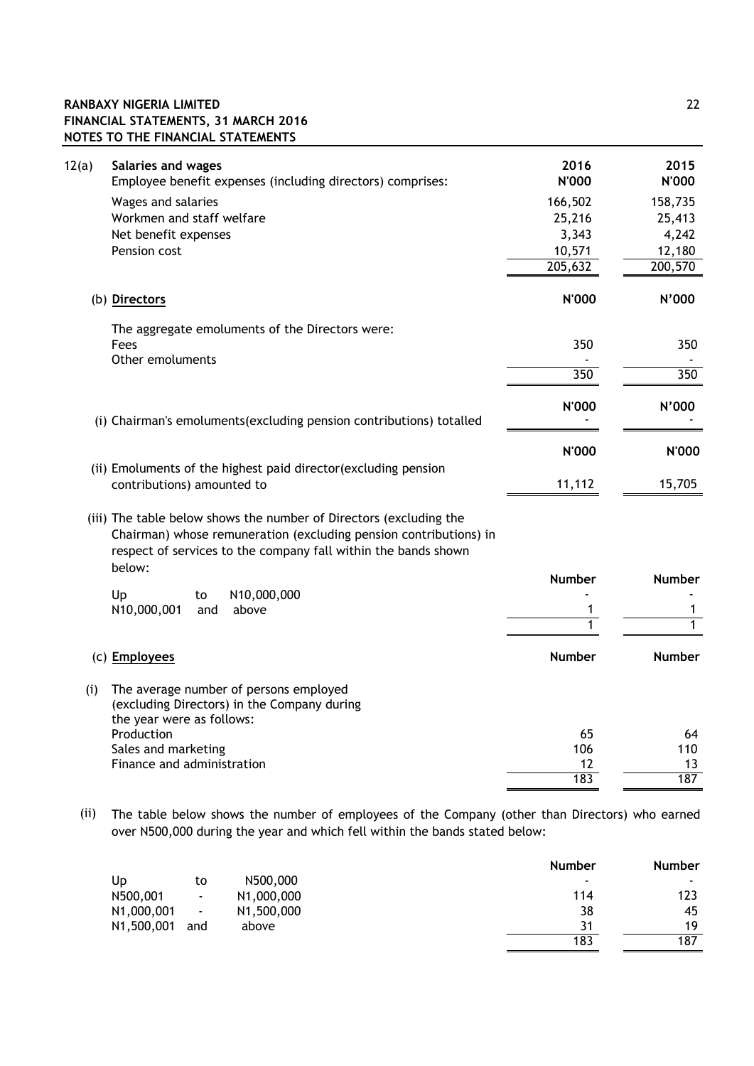**RANBAXY NIGERIA LIMITED**
**FINANCIAL STATEMENTS, 31 MARCH 2016**
**NOTES TO THE FINANCIAL STATEMENTS**

## 12(a) Salaries and wages

| Employee benefit expenses (including directors) comprises: | 2016 N'000 | 2015 N'000 |
|---|---|---|
| Wages and salaries | 166,502 | 158,735 |
| Workmen and staff welfare | 25,216 | 25,413 |
| Net benefit expenses | 3,343 | 4,242 |
| Pension cost | 10,571 | 12,180 |
| | 205,632 | 200,570 |

### (b) Directors

| | N'000 | N'000 |
|---|---|---|
| The aggregate emoluments of the Directors were: | | |
| Fees | 350 | 350 |
| Other emoluments | - | - |
| | 350 | 350 |

| | N'000 | N'000 |
|---|---|---|
| (i) Chairman's emoluments(excluding pension contributions) totalled | - | - |

| | N'000 | N'000 |
|---|---|---|
| (ii) Emoluments of the highest paid director(excluding pension contributions) amounted to | 11,112 | 15,705 |

(iii) The table below shows the number of Directors (excluding the Chairman) whose remuneration (excluding pension contributions) in respect of services to the company fall within the bands shown below:

| | Number | Number |
|---|---|---|
| Up to N10,000,000 | - | - |
| N10,000,001 and above | 1 | 1 |
| | 1 | 1 |

### (c) Employees

(i) The average number of persons employed (excluding Directors) in the Company during the year were as follows:

| | Number | Number |
|---|---|---|
| Production | 65 | 64 |
| Sales and marketing | 106 | 110 |
| Finance and administration | 12 | 13 |
| | 183 | 187 |

(ii) The table below shows the number of employees of the Company (other than Directors) who earned over N500,000 during the year and which fell within the bands stated below:

| | Number | Number |
|---|---|---|
| Up to N500,000 | - | - |
| N500,001 - N1,000,000 | 114 | 123 |
| N1,000,001 - N1,500,000 | 38 | 45 |
| N1,500,001 and above | 31 | 19 |
| | 183 | 187 |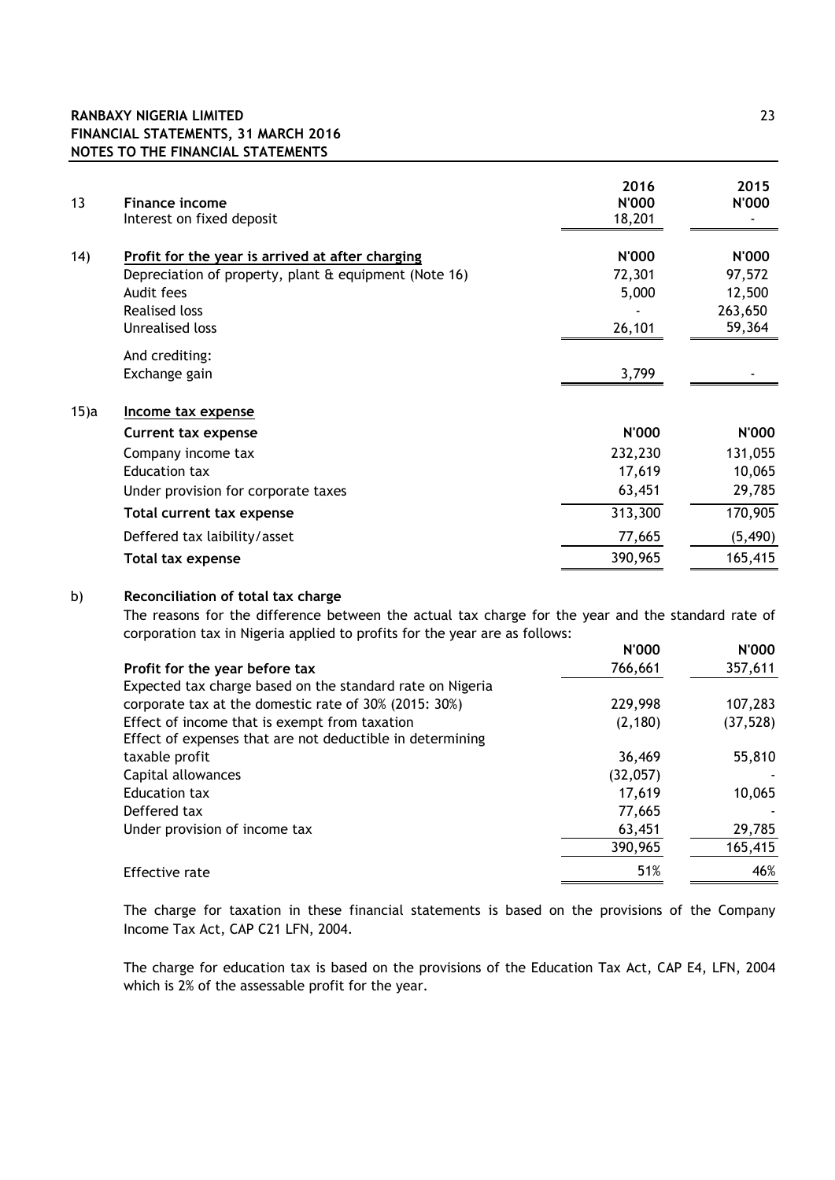RANBAXY NIGERIA LIMITED
FINANCIAL STATEMENTS, 31 MARCH 2016
NOTES TO THE FINANCIAL STATEMENTS

| | | 2016 | 2015 |
|---|---|---|---|
| 13 | **Finance income** | **N'000** | **N'000** |
| | Interest on fixed deposit | 18,201 | - |
| 14) | **Profit for the year is arrived at after charging** | **N'000** | **N'000** |
| | Depreciation of property, plant & equipment (Note 16) | 72,301 | 97,572 |
| | Audit fees | 5,000 | 12,500 |
| | Realised loss | - | 263,650 |
| | Unrealised loss | 26,101 | 59,364 |
| | And crediting: | | |
| | Exchange gain | 3,799 | - |

## 15)a Income tax expense

| | N'000 | N'000 |
|---|---|---|
| **Current tax expense** | | |
| Company income tax | 232,230 | 131,055 |
| Education tax | 17,619 | 10,065 |
| Under provision for corporate taxes | 63,451 | 29,785 |
| **Total current tax expense** | 313,300 | 170,905 |
| Deffered tax laibility/asset | 77,665 | (5,490) |
| **Total tax expense** | 390,965 | 165,415 |

## b) Reconciliation of total tax charge

The reasons for the difference between the actual tax charge for the year and the standard rate of corporation tax in Nigeria applied to profits for the year are as follows:

| | N'000 | N'000 |
|---|---|---|
| **Profit for the year before tax** | 766,661 | 357,611 |
| Expected tax charge based on the standard rate on Nigeria corporate tax at the domestic rate of 30% (2015: 30%) | 229,998 | 107,283 |
| Effect of income that is exempt from taxation | (2,180) | (37,528) |
| Effect of expenses that are not deductible in determining taxable profit | 36,469 | 55,810 |
| Capital allowances | (32,057) | - |
| Education tax | 17,619 | 10,065 |
| Deffered tax | 77,665 | - |
| Under provision of income tax | 63,451 | 29,785 |
| | 390,965 | 165,415 |
| Effective rate | 51% | 46% |

The charge for taxation in these financial statements is based on the provisions of the Company Income Tax Act, CAP C21 LFN, 2004.

The charge for education tax is based on the provisions of the Education Tax Act, CAP E4, LFN, 2004 which is 2% of the assessable profit for the year.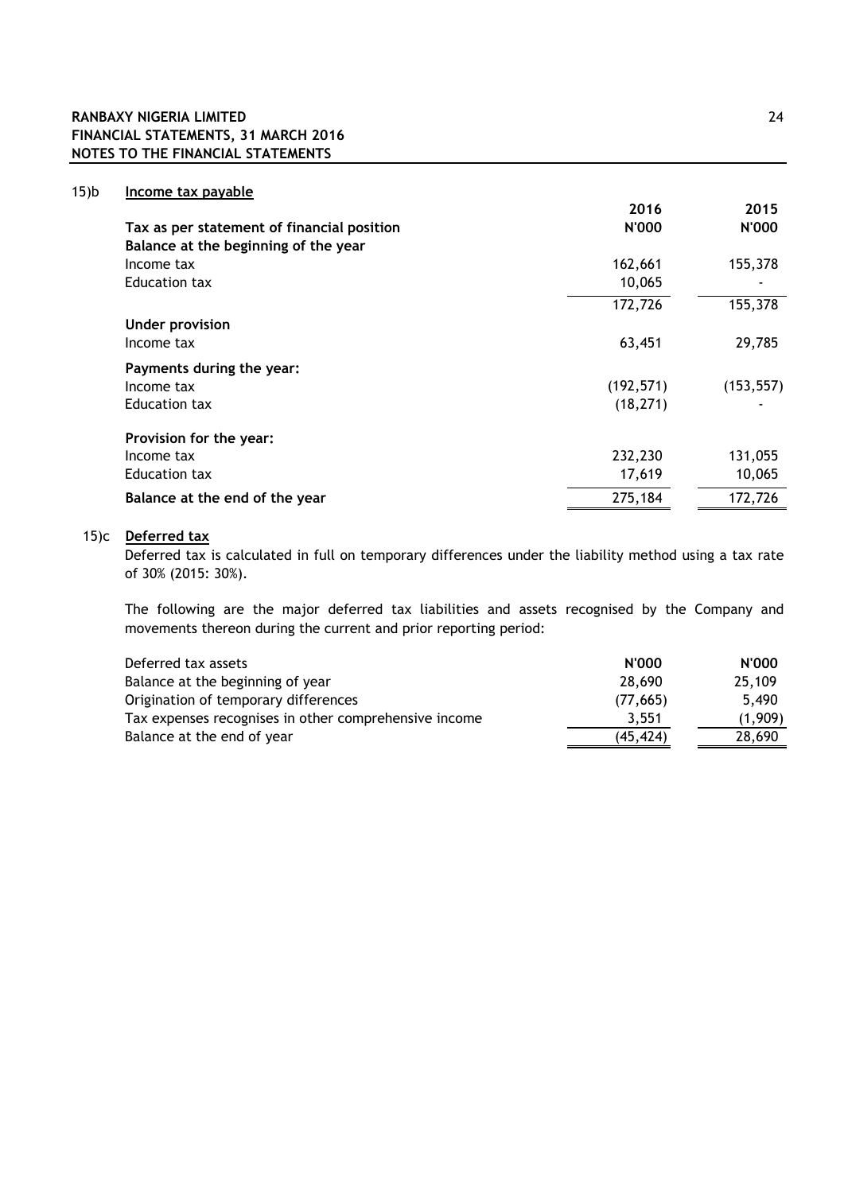### 15)b Income tax payable

| Tax as per statement of financial position | 2016<br>N'000 | 2015<br>N'000 |
|---|---|---|
| **Balance at the beginning of the year** | | |
| Income tax | 162,661 | 155,378 |
| Education tax | 10,065 | - |
| | 172,726 | 155,378 |
| **Under provision** | | |
| Income tax | 63,451 | 29,785 |
| **Payments during the year:** | | |
| Income tax | (192,571) | (153,557) |
| Education tax | (18,271) | - |
| **Provision for the year:** | | |
| Income tax | 232,230 | 131,055 |
| Education tax | 17,619 | 10,065 |
| **Balance at the end of the year** | 275,184 | 172,726 |

### 15)c Deferred tax

Deferred tax is calculated in full on temporary differences under the liability method using a tax rate of 30% (2015: 30%).

The following are the major deferred tax liabilities and assets recognised by the Company and movements thereon during the current and prior reporting period:

| Deferred tax assets | N'000 | N'000 |
|---|---|---|
| Balance at the beginning of year | 28,690 | 25,109 |
| Origination of temporary differences | (77,665) | 5,490 |
| Tax expenses recognises in other comprehensive income | 3,551 | (1,909) |
| Balance at the end of year | (45,424) | 28,690 |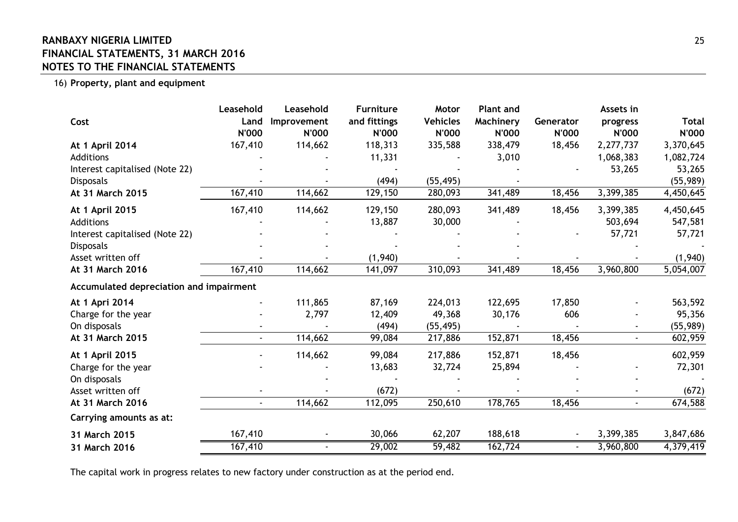### 16) Property, plant and equipment

| Cost | Leasehold Land N'000 | Leasehold Improvement N'000 | Furniture and fittings N'000 | Motor Vehicles N'000 | Plant and Machinery N'000 | Generator N'000 | Assets in progress N'000 | Total N'000 |
|---|---|---|---|---|---|---|---|---|
| **At 1 April 2014** | 167,410 | 114,662 | 118,313 | 335,588 | 338,479 | 18,456 | 2,277,737 | 3,370,645 |
| Additions | - | - | 11,331 | - | 3,010 | | 1,068,383 | 1,082,724 |
| Interest capitalised (Note 22) | - | - | - | - | - | - | 53,265 | 53,265 |
| Disposals | - | - | (494) | (55,495) | - | | | (55,989) |
| **At 31 March 2015** | 167,410 | 114,662 | 129,150 | 280,093 | 341,489 | 18,456 | 3,399,385 | 4,450,645 |
| **At 1 April 2015** | 167,410 | 114,662 | 129,150 | 280,093 | 341,489 | 18,456 | 3,399,385 | 4,450,645 |
| Additions | - | - | 13,887 | 30,000 | - | | 503,694 | 547,581 |
| Interest capitalised (Note 22) | - | - | - | - | - | - | 57,721 | 57,721 |
| Disposals | - | - | - | - | - | | - | - |
| Asset written off | - | - | (1,940) | - | - | - | - | (1,940) |
| **At 31 March 2016** | 167,410 | 114,662 | 141,097 | 310,093 | 341,489 | 18,456 | 3,960,800 | 5,054,007 |
| **Accumulated depreciation and impairment** | | | | | | | | |
| **At 1 Apri 2014** | - | 111,865 | 87,169 | 224,013 | 122,695 | 17,850 | - | 563,592 |
| Charge for the year | - | 2,797 | 12,409 | 49,368 | 30,176 | 606 | - | 95,356 |
| On disposals | - | - | (494) | (55,495) | - | - | - | (55,989) |
| **At 31 March 2015** | - | 114,662 | 99,084 | 217,886 | 152,871 | 18,456 | - | 602,959 |
| **At 1 April 2015** | - | 114,662 | 99,084 | 217,886 | 152,871 | 18,456 | | 602,959 |
| Charge for the year | - | - | 13,683 | 32,724 | 25,894 | - | - | 72,301 |
| On disposals | | - | - | - | - | - | - | - |
| Asset written off | - | - | (672) | - | - | - | - | (672) |
| **At 31 March 2016** | - | 114,662 | 112,095 | 250,610 | 178,765 | 18,456 | - | 674,588 |
| **Carrying amounts as at:** | | | | | | | | |
| **31 March 2015** | 167,410 | - | 30,066 | 62,207 | 188,618 | - | 3,399,385 | 3,847,686 |
| **31 March 2016** | 167,410 | - | 29,002 | 59,482 | 162,724 | - | 3,960,800 | 4,379,419 |

The capital work in progress relates to new factory under construction as at the period end.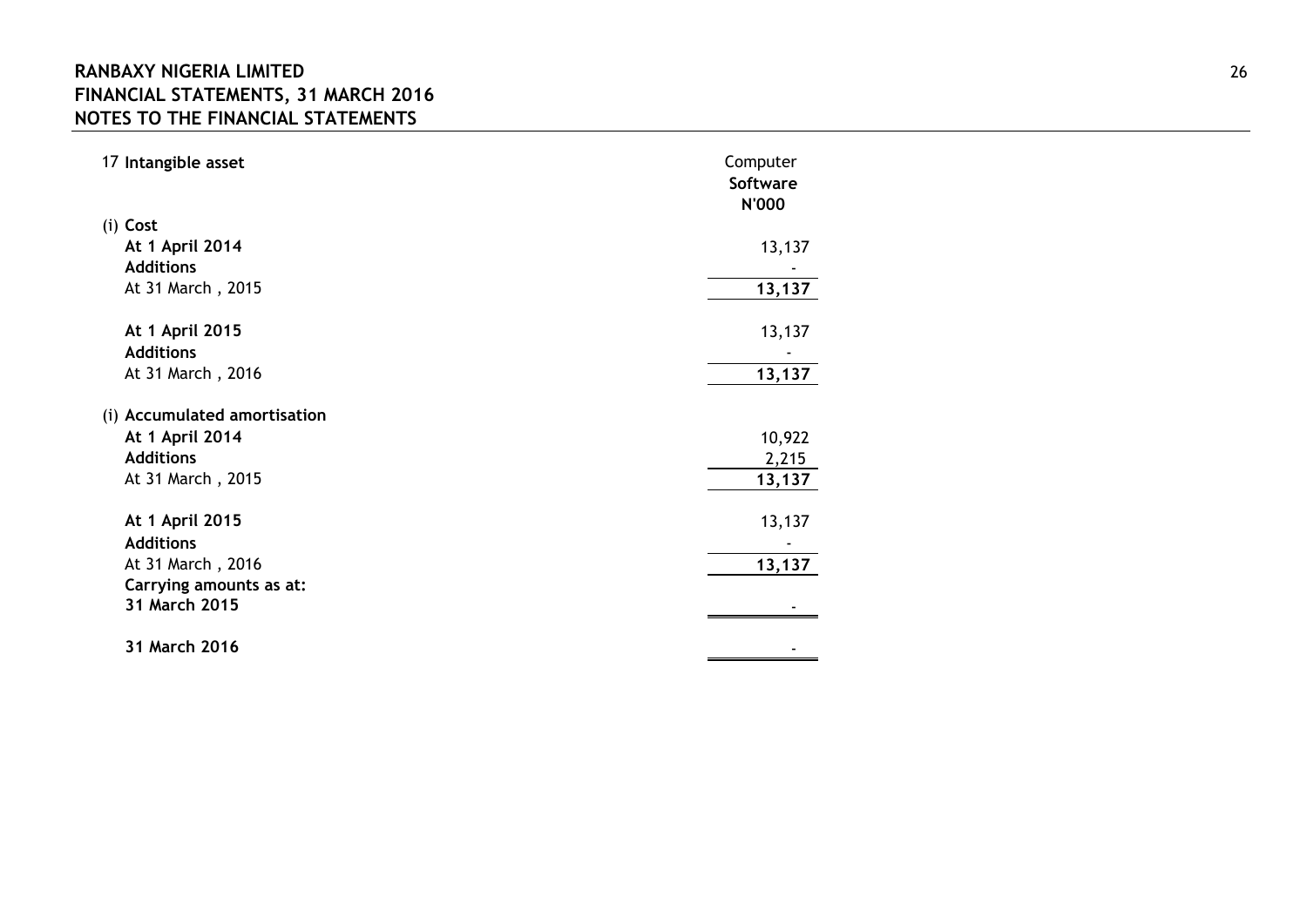**RANBAXY NIGERIA LIMITED**
**FINANCIAL STATEMENTS, 31 MARCH 2016**
**NOTES TO THE FINANCIAL STATEMENTS**

## 17 Intangible asset

| | Computer **Software** **N'000** |
|---|---|
| (i) **Cost** | |
| **At 1 April 2014** | 13,137 |
| **Additions** | - |
| At 31 March , 2015 | **13,137** |
| | |
| **At 1 April 2015** | 13,137 |
| **Additions** | - |
| At 31 March , 2016 | **13,137** |
| | |
| (i) **Accumulated amortisation** | |
| **At 1 April 2014** | 10,922 |
| **Additions** | 2,215 |
| At 31 March , 2015 | **13,137** |
| | |
| **At 1 April 2015** | 13,137 |
| **Additions** | - |
| At 31 March , 2016 | **13,137** |
| **Carrying amounts as at:** | |
| **31 March 2015** | - |
| | |
| **31 March 2016** | - |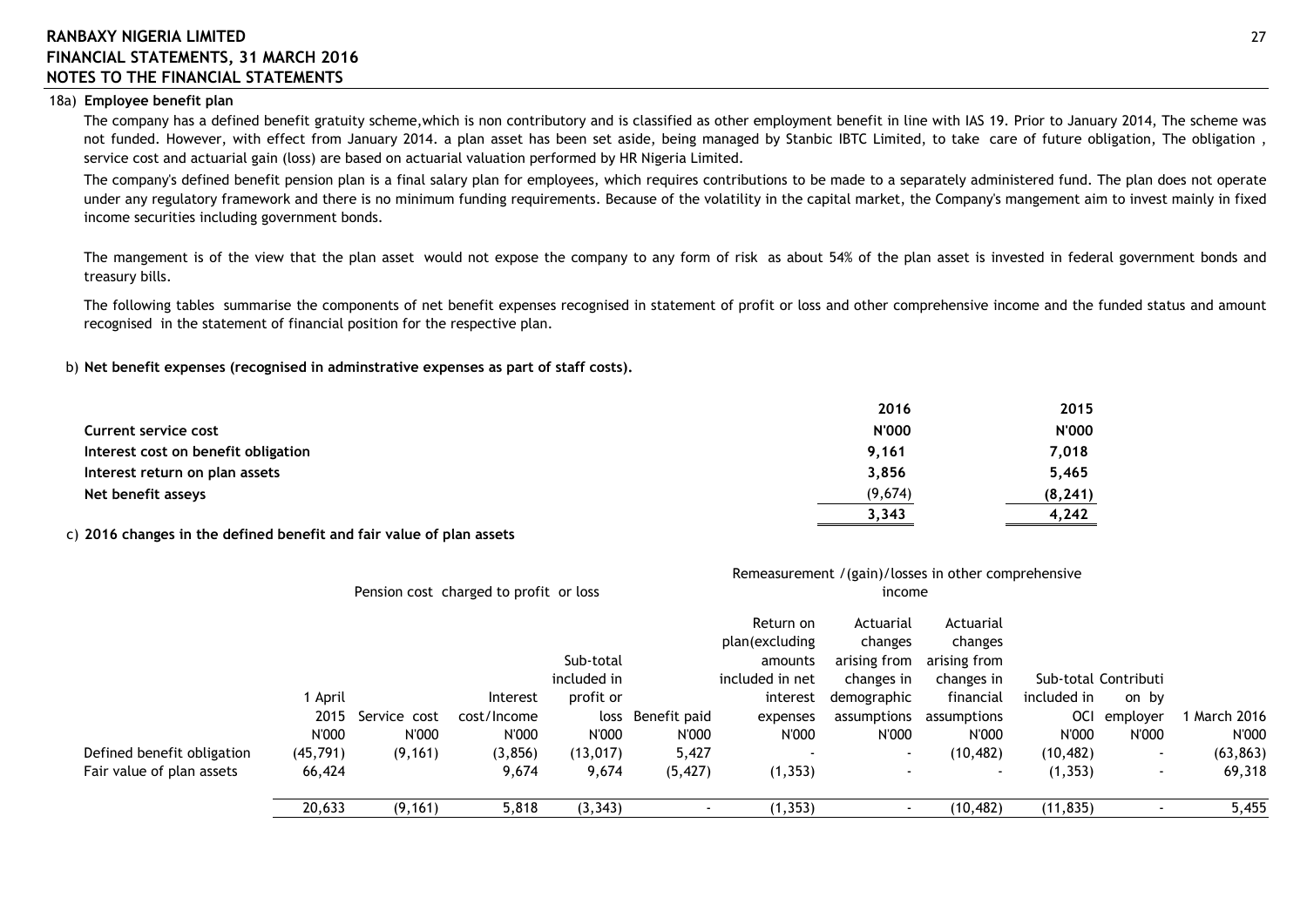## 18a) Employee benefit plan

The company has a defined benefit gratuity scheme,which is non contributory and is classified as other employment benefit in line with IAS 19. Prior to January 2014, The scheme was not funded. However, with effect from January 2014. a plan asset has been set aside, being managed by Stanbic IBTC Limited, to take care of future obligation, The obligation , service cost and actuarial gain (loss) are based on actuarial valuation performed by HR Nigeria Limited.

The company's defined benefit pension plan is a final salary plan for employees, which requires contributions to be made to a separately administered fund. The plan does not operate under any regulatory framework and there is no minimum funding requirements. Because of the volatility in the capital market, the Company's mangement aim to invest mainly in fixed income securities including government bonds.

The mangement is of the view that the plan asset would not expose the company to any form of risk as about 54% of the plan asset is invested in federal government bonds and treasury bills.

The following tables summarise the components of net benefit expenses recognised in statement of profit or loss and other comprehensive income and the funded status and amount recognised in the statement of financial position for the respective plan.

### b) Net benefit expenses (recognised in adminstrative expenses as part of staff costs).

| | 2016 | 2015 |
|---|---|---|
| **Current service cost** | **N'000** | **N'000** |
| **Interest cost on benefit obligation** | **9,161** | **7,018** |
| **Interest return on plan assets** | **3,856** | **5,465** |
| **Net benefit asseys** | (9,674) | **(8,241)** |
| | **3,343** | **4,242** |

### c) 2016 changes in the defined benefit and fair value of plan assets

| | | Pension cost charged to profit or loss | | | | Remeasurement /(gain)/losses in other comprehensive income | | | | | |
|---|---|---|---|---|---|---|---|---|---|---|---|
| | 1 April 2015 | Service cost | Interest cost/Income | Sub-total included in profit or loss | Benefit paid | Return on plan(excluding amounts included in net interest expenses | Actuarial changes arising from changes in demographic assumptions | Actuarial changes arising from changes in financial assumptions | Sub-total included in OCI | Contribution by employer | 1 March 2016 |
| | N'000 | N'000 | N'000 | N'000 | N'000 | N'000 | N'000 | N'000 | N'000 | N'000 | N'000 |
| Defined benefit obligation | (45,791) | (9,161) | (3,856) | (13,017) | 5,427 | - | - | (10,482) | (10,482) | - | (63,863) |
| Fair value of plan assets | 66,424 | | 9,674 | 9,674 | (5,427) | (1,353) | - | - | (1,353) | - | 69,318 |
| | 20,633 | (9,161) | 5,818 | (3,343) | - | (1,353) | - | (10,482) | (11,835) | - | 5,455 |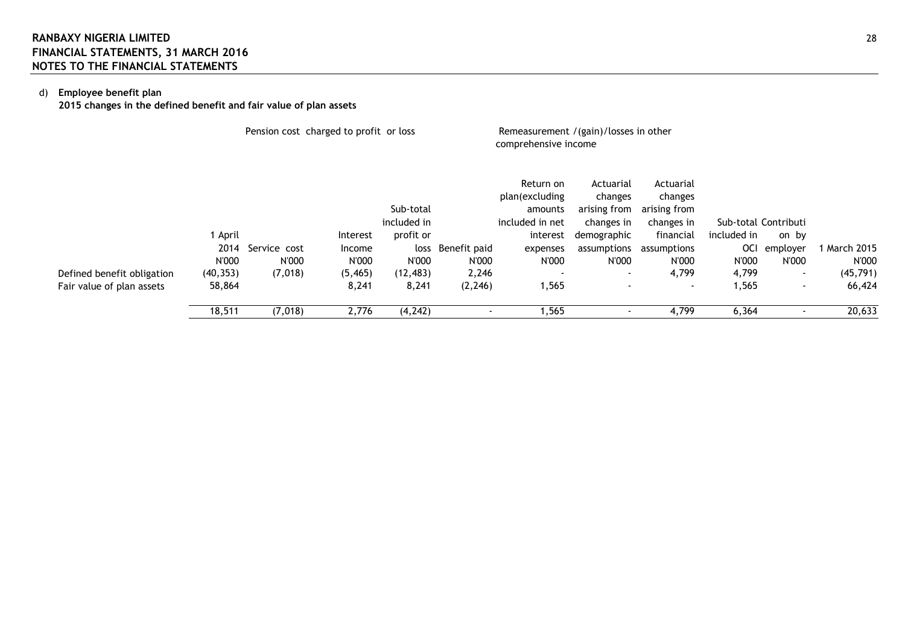d) **Employee benefit plan**

**2015 changes in the defined benefit and fair value of plan assets**

| | Pension cost charged to profit or loss | | | | | Remeasurement /(gain)/losses in other comprehensive income | | | | | |
|---|---|---|---|---|---|---|---|---|---|---|---|
| | 1 April 2014 | Service cost | Interest Income | Sub-total included in profit or loss | Benefit paid | Return on plan(excluding amounts included in net interest expenses | Actuarial changes arising from changes in demographic assumptions | Actuarial changes arising from changes in financial assumptions | Sub-total included in OCI | Contribution by employer | 1 March 2015 |
| | N'000 | N'000 | N'000 | N'000 | N'000 | N'000 | N'000 | N'000 | N'000 | N'000 | N'000 |
| Defined benefit obligation | (40,353) | (7,018) | (5,465) | (12,483) | 2,246 | - | - | 4,799 | 4,799 | - | (45,791) |
| Fair value of plan assets | 58,864 | | 8,241 | 8,241 | (2,246) | 1,565 | - | - | 1,565 | - | 66,424 |
| | 18,511 | (7,018) | 2,776 | (4,242) | - | 1,565 | - | 4,799 | 6,364 | - | 20,633 |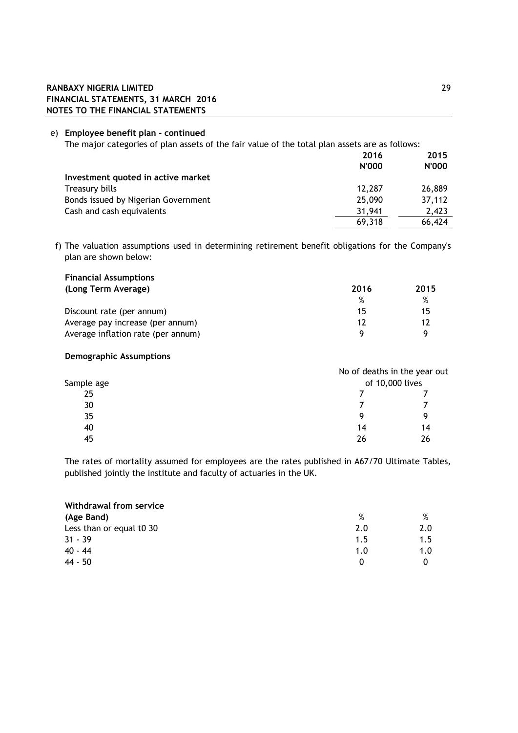e) **Employee benefit plan - continued**

The major categories of plan assets of the fair value of the total plan assets are as follows:

| | 2016<br>N'000 | 2015<br>N'000 |
|---|---|---|
| **Investment quoted in active market** | | |
| Treasury bills | 12,287 | 26,889 |
| Bonds issued by Nigerian Government | 25,090 | 37,112 |
| Cash and cash equivalents | 31,941 | 2,423 |
| | 69,318 | 66,424 |

f) The valuation assumptions used in determining retirement benefit obligations for the Company's plan are shown below:

| **Financial Assumptions (Long Term Average)** | 2016<br>% | 2015<br>% |
|---|---|---|
| Discount rate (per annum) | 15 | 15 |
| Average pay increase (per annum) | 12 | 12 |
| Average inflation rate (per annum) | 9 | 9 |

**Demographic Assumptions**

| Sample age | No of deaths in the year out of 10,000 lives | |
|---|---|---|
| 25 | 7 | 7 |
| 30 | 7 | 7 |
| 35 | 9 | 9 |
| 40 | 14 | 14 |
| 45 | 26 | 26 |

The rates of mortality assumed for employees are the rates published in A67/70 Ultimate Tables, published jointly the institute and faculty of actuaries in the UK.

| **Withdrawal from service (Age Band)** | % | % |
|---|---|---|
| Less than or equal t0 30 | 2.0 | 2.0 |
| 31 - 39 | 1.5 | 1.5 |
| 40 - 44 | 1.0 | 1.0 |
| 44 - 50 | 0 | 0 |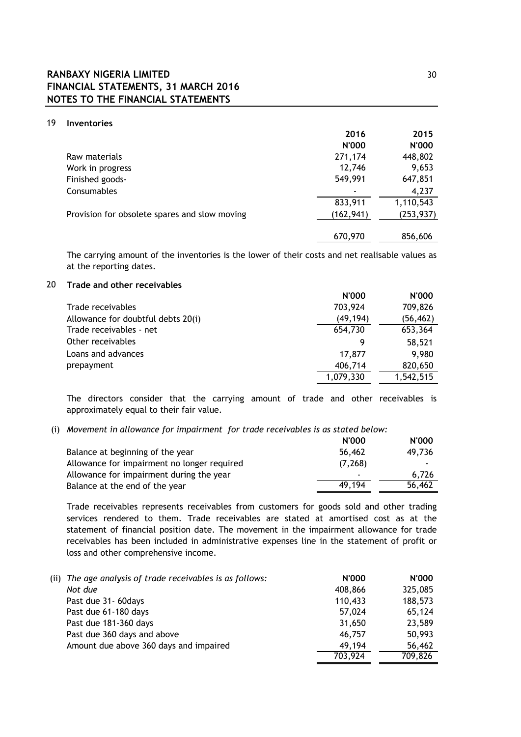## 19 Inventories

| | 2016 | 2015 |
|---|---|---|
| | N'000 | N'000 |
| Raw materials | 271,174 | 448,802 |
| Work in progress | 12,746 | 9,653 |
| Finished goods- | 549,991 | 647,851 |
| Consumables | - | 4,237 |
| | 833,911 | 1,110,543 |
| Provision for obsolete spares and slow moving | (162,941) | (253,937) |
| | 670,970 | 856,606 |

The carrying amount of the inventories is the lower of their costs and net realisable values as at the reporting dates.

## 20 Trade and other receivables

| | N'000 | N'000 |
|---|---|---|
| Trade receivables | 703,924 | 709,826 |
| Allowance for doubtful debts 20(i) | (49,194) | (56,462) |
| Trade receivables - net | 654,730 | 653,364 |
| Other receivables | 9 | 58,521 |
| Loans and advances | 17,877 | 9,980 |
| prepayment | 406,714 | 820,650 |
| | 1,079,330 | 1,542,515 |

The directors consider that the carrying amount of trade and other receivables is approximately equal to their fair value.

(i) *Movement in allowance for impairment for trade receivables is as stated below:*

| | N'000 | N'000 |
|---|---|---|
| Balance at beginning of the year | 56,462 | 49,736 |
| Allowance for impairment no longer required | (7,268) | - |
| Allowance for impairment during the year | - | 6,726 |
| Balance at the end of the year | 49,194 | 56,462 |

Trade receivables represents receivables from customers for goods sold and other trading services rendered to them. Trade receivables are stated at amortised cost as at the statement of financial position date. The movement in the impairment allowance for trade receivables has been included in administrative expenses line in the statement of profit or loss and other comprehensive income.

| (ii) *The age analysis of trade receivables is as follows:* | N'000 | N'000 |
|---|---|---|
| *Not due* | 408,866 | 325,085 |
| Past due 31- 60days | 110,433 | 188,573 |
| Past due 61-180 days | 57,024 | 65,124 |
| Past due 181-360 days | 31,650 | 23,589 |
| Past due 360 days and above | 46,757 | 50,993 |
| Amount due above 360 days and impaired | 49,194 | 56,462 |
| | 703,924 | 709,826 |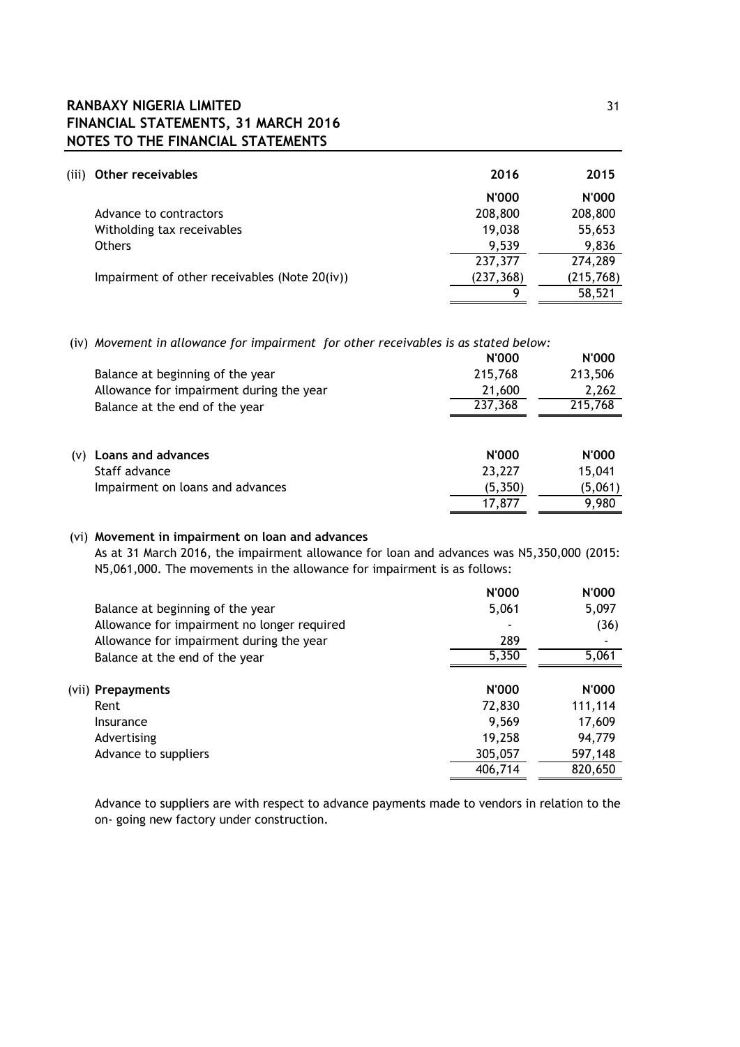**RANBAXY NIGERIA LIMITED**
**FINANCIAL STATEMENTS, 31 MARCH 2016**
**NOTES TO THE FINANCIAL STATEMENTS**

| (iii) **Other receivables** | **2016** | **2015** |
|---|---|---|
| | **N'000** | **N'000** |
| Advance to contractors | 208,800 | 208,800 |
| Witholding tax receivables | 19,038 | 55,653 |
| Others | 9,539 | 9,836 |
| | 237,377 | 274,289 |
| Impairment of other receivables (Note 20(iv)) | (237,368) | (215,768) |
| | 9 | 58,521 |

(iv) *Movement in allowance for impairment for other receivables is as stated below:*

| | **N'000** | **N'000** |
|---|---|---|
| Balance at beginning of the year | 215,768 | 213,506 |
| Allowance for impairment during the year | 21,600 | 2,262 |
| Balance at the end of the year | 237,368 | 215,768 |

| (v) **Loans and advances** | **N'000** | **N'000** |
|---|---|---|
| Staff advance | 23,227 | 15,041 |
| Impairment on loans and advances | (5,350) | (5,061) |
| | 17,877 | 9,980 |

(vi) **Movement in impairment on loan and advances**

As at 31 March 2016, the impairment allowance for loan and advances was N5,350,000 (2015: N5,061,000. The movements in the allowance for impairment is as follows:

| | **N'000** | **N'000** |
|---|---|---|
| Balance at beginning of the year | 5,061 | 5,097 |
| Allowance for impairment no longer required | - | (36) |
| Allowance for impairment during the year | 289 | - |
| Balance at the end of the year | 5,350 | 5,061 |

| (vii) **Prepayments** | **N'000** | **N'000** |
|---|---|---|
| Rent | 72,830 | 111,114 |
| Insurance | 9,569 | 17,609 |
| Advertising | 19,258 | 94,779 |
| Advance to suppliers | 305,057 | 597,148 |
| | 406,714 | 820,650 |

Advance to suppliers are with respect to advance payments made to vendors in relation to the on- going new factory under construction.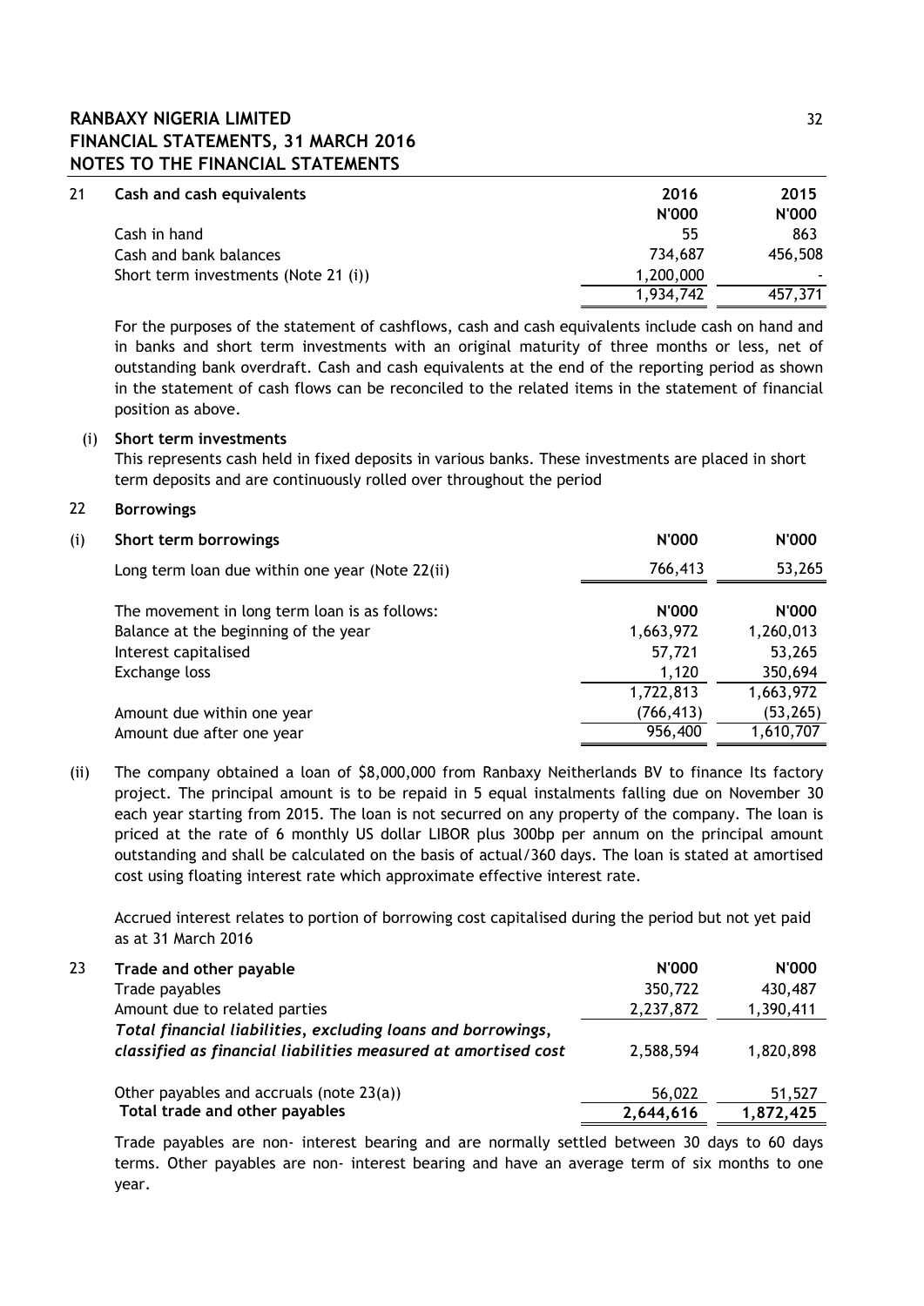## 21 Cash and cash equivalents

| | 2016 | 2015 |
|---|---|---|
| | N'000 | N'000 |
| Cash in hand | 55 | 863 |
| Cash and bank balances | 734,687 | 456,508 |
| Short term investments (Note 21 (i)) | 1,200,000 | - |
| | 1,934,742 | 457,371 |

For the purposes of the statement of cashflows, cash and cash equivalents include cash on hand and in banks and short term investments with an original maturity of three months or less, net of outstanding bank overdraft. Cash and cash equivalents at the end of the reporting period as shown in the statement of cash flows can be reconciled to the related items in the statement of financial position as above.

(i) **Short term investments**

This represents cash held in fixed deposits in various banks. These investments are placed in short term deposits and are continuously rolled over throughout the period

## 22 Borrowings

| (i) Short term borrowings | N'000 | N'000 |
|---|---|---|
| Long term loan due within one year (Note 22(ii)) | 766,413 | 53,265 |
| | | |
| The movement in long term loan is as follows: | N'000 | N'000 |
| Balance at the beginning of the year | 1,663,972 | 1,260,013 |
| Interest capitalised | 57,721 | 53,265 |
| Exchange loss | 1,120 | 350,694 |
| | 1,722,813 | 1,663,972 |
| Amount due within one year | (766,413) | (53,265) |
| Amount due after one year | 956,400 | 1,610,707 |

(ii) The company obtained a loan of $8,000,000 from Ranbaxy Neitherlands BV to finance Its factory project. The principal amount is to be repaid in 5 equal instalments falling due on November 30 each year starting from 2015. The loan is not securred on any property of the company. The loan is priced at the rate of 6 monthly US dollar LIBOR plus 300bp per annum on the principal amount outstanding and shall be calculated on the basis of actual/360 days. The loan is stated at amortised cost using floating interest rate which approximate effective interest rate.

Accrued interest relates to portion of borrowing cost capitalised during the period but not yet paid as at 31 March 2016

## 23 Trade and other payable

| | N'000 | N'000 |
|---|---|---|
| Trade payables | 350,722 | 430,487 |
| Amount due to related parties | 2,237,872 | 1,390,411 |
| *Total financial liabilities, excluding loans and borrowings, classified as financial liabilities measured at amortised cost* | 2,588,594 | 1,820,898 |
| | | |
| Other payables and accruals (note 23(a)) | 56,022 | 51,527 |
| **Total trade and other payables** | 2,644,616 | 1,872,425 |

Trade payables are non- interest bearing and are normally settled between 30 days to 60 days terms. Other payables are non- interest bearing and have an average term of six months to one year.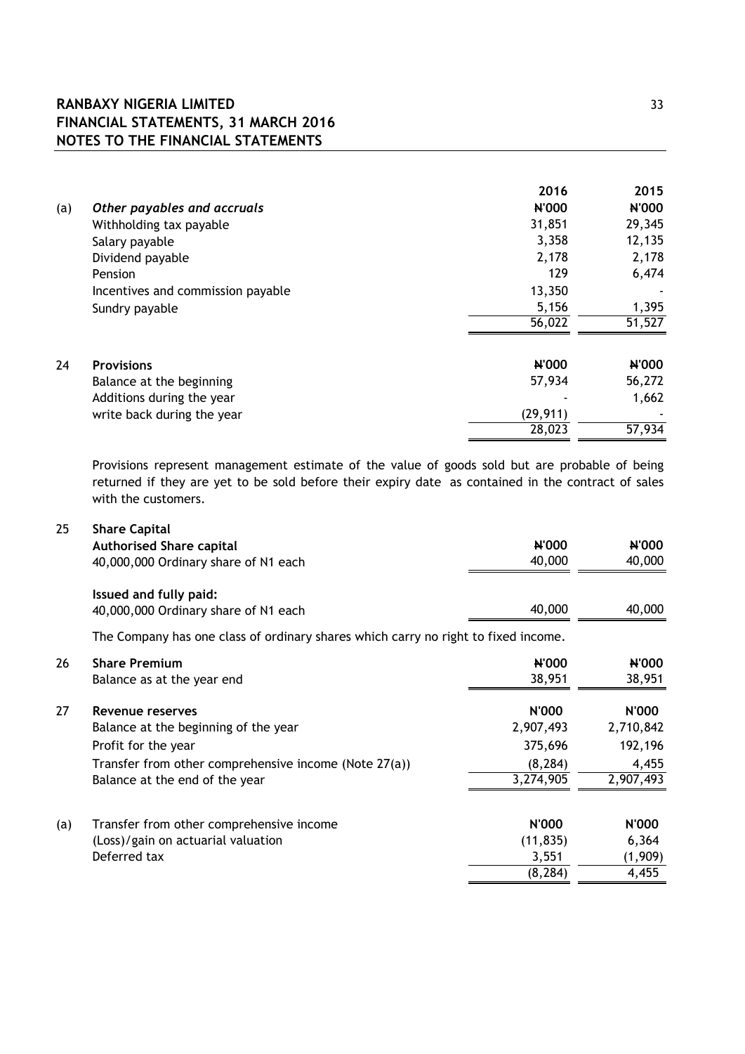| (a) | *Other payables and accruals* | 2016<br>₦'000 | 2015<br>₦'000 |
|---|---|---|---|
| | Withholding tax payable | 31,851 | 29,345 |
| | Salary payable | 3,358 | 12,135 |
| | Dividend payable | 2,178 | 2,178 |
| | Pension | 129 | 6,474 |
| | Incentives and commission payable | 13,350 | - |
| | Sundry payable | 5,156 | 1,395 |
| | | 56,022 | 51,527 |

| 24 | **Provisions** | ₦'000 | ₦'000 |
|---|---|---|---|
| | Balance at the beginning | 57,934 | 56,272 |
| | Additions during the year | - | 1,662 |
| | write back during the year | (29,911) | - |
| | | 28,023 | 57,934 |

Provisions represent management estimate of the value of goods sold but are probable of being returned if they are yet to be sold before their expiry date as contained in the contract of sales with the customers.

| 25 | **Share Capital** | | |
|---|---|---|---|
| | **Authorised Share capital** | ₦'000 | ₦'000 |
| | 40,000,000 Ordinary share of N1 each | 40,000 | 40,000 |
| | **Issued and fully paid:** | | |
| | 40,000,000 Ordinary share of N1 each | 40,000 | 40,000 |

The Company has one class of ordinary shares which carry no right to fixed income.

| 26 | **Share Premium** | ₦'000 | ₦'000 |
|---|---|---|---|
| | Balance as at the year end | 38,951 | 38,951 |

| 27 | **Revenue reserves** | N'000 | N'000 |
|---|---|---|---|
| | Balance at the beginning of the year | 2,907,493 | 2,710,842 |
| | Profit for the year | 375,696 | 192,196 |
| | Transfer from other comprehensive income (Note 27(a)) | (8,284) | 4,455 |
| | Balance at the end of the year | 3,274,905 | 2,907,493 |

| (a) | Transfer from other comprehensive income | N'000 | N'000 |
|---|---|---|---|
| | (Loss)/gain on actuarial valuation | (11,835) | 6,364 |
| | Deferred tax | 3,551 | (1,909) |
| | | (8,284) | 4,455 |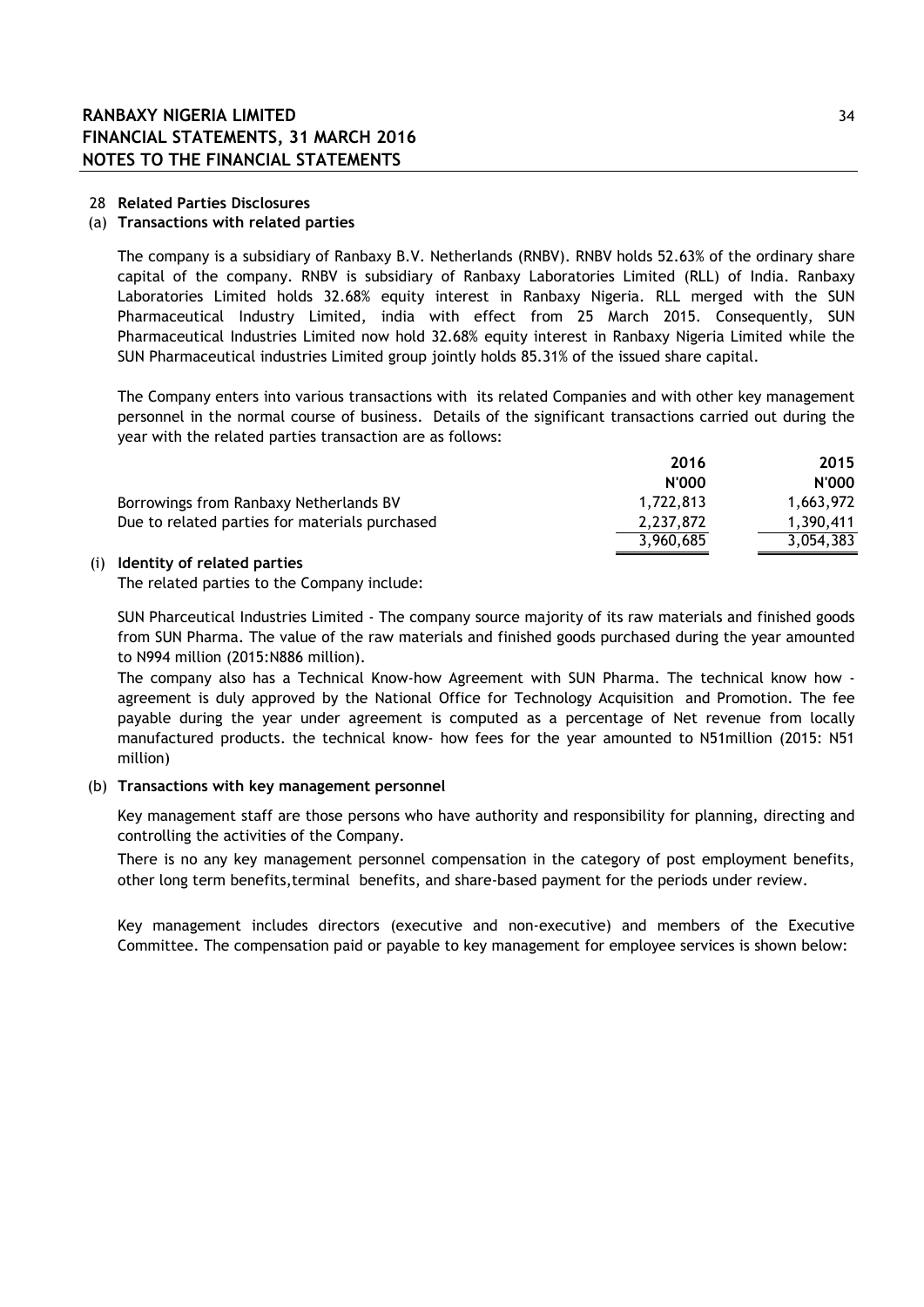## 28 Related Parties Disclosures

### (a) Transactions with related parties

The company is a subsidiary of Ranbaxy B.V. Netherlands (RNBV). RNBV holds 52.63% of the ordinary share capital of the company. RNBV is subsidiary of Ranbaxy Laboratories Limited (RLL) of India. Ranbaxy Laboratories Limited holds 32.68% equity interest in Ranbaxy Nigeria. RLL merged with the SUN Pharmaceutical Industry Limited, india with effect from 25 March 2015. Consequently, SUN Pharmaceutical Industries Limited now hold 32.68% equity interest in Ranbaxy Nigeria Limited while the SUN Pharmaceutical industries Limited group jointly holds 85.31% of the issued share capital.

The Company enters into various transactions with its related Companies and with other key management personnel in the normal course of business. Details of the significant transactions carried out during the year with the related parties transaction are as follows:

| | 2016 | 2015 |
|---|---|---|
| | N'000 | N'000 |
| Borrowings from Ranbaxy Netherlands BV | 1,722,813 | 1,663,972 |
| Due to related parties for materials purchased | 2,237,872 | 1,390,411 |
| | 3,960,685 | 3,054,383 |

### (i) Identity of related parties

The related parties to the Company include:

SUN Pharceutical Industries Limited - The company source majority of its raw materials and finished goods from SUN Pharma. The value of the raw materials and finished goods purchased during the year amounted to N994 million (2015:N886 million).

The company also has a Technical Know-how Agreement with SUN Pharma. The technical know how - agreement is duly approved by the National Office for Technology Acquisition and Promotion. The fee payable during the year under agreement is computed as a percentage of Net revenue from locally manufactured products. the technical know- how fees for the year amounted to N51million (2015: N51 million)

### (b) Transactions with key management personnel

Key management staff are those persons who have authority and responsibility for planning, directing and controlling the activities of the Company.

There is no any key management personnel compensation in the category of post employment benefits, other long term benefits,terminal benefits, and share-based payment for the periods under review.

Key management includes directors (executive and non-executive) and members of the Executive Committee. The compensation paid or payable to key management for employee services is shown below: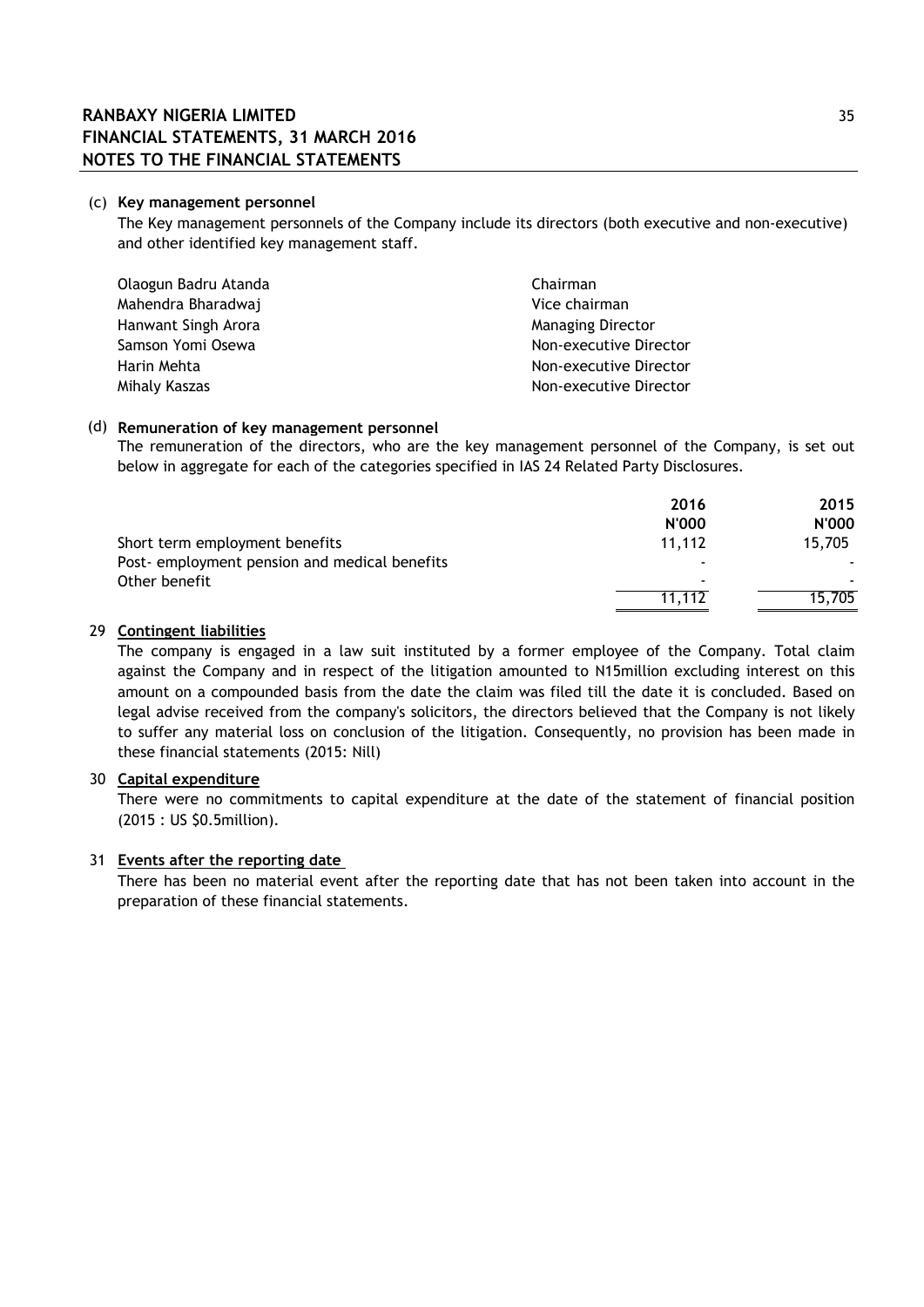(c) **Key management personnel**

The Key management personnels of the Company include its directors (both executive and non-executive) and other identified key management staff.

| | |
|---|---|
| Olaogun Badru Atanda | Chairman |
| Mahendra Bharadwaj | Vice chairman |
| Hanwant Singh Arora | Managing Director |
| Samson Yomi Osewa | Non-executive Director |
| Harin Mehta | Non-executive Director |
| Mihaly Kaszas | Non-executive Director |

(d) **Remuneration of key management personnel**

The remuneration of the directors, who are the key management personnel of the Company, is set out below in aggregate for each of the categories specified in IAS 24 Related Party Disclosures.

| | 2016 | 2015 |
|---|---|---|
| | N'000 | N'000 |
| Short term employment benefits | 11,112 | 15,705 |
| Post- employment pension and medical benefits | - | - |
| Other benefit | - | - |
| | 11,112 | 15,705 |

29 **Contingent liabilities**

The company is engaged in a law suit instituted by a former employee of the Company. Total claim against the Company and in respect of the litigation amounted to N15million excluding interest on this amount on a compounded basis from the date the claim was filed till the date it is concluded. Based on legal advise received from the company's solicitors, the directors believed that the Company is not likely to suffer any material loss on conclusion of the litigation. Consequently, no provision has been made in these financial statements (2015: Nill)

30 **Capital expenditure**

There were no commitments to capital expenditure at the date of the statement of financial position (2015 : US $0.5million).

31 **Events after the reporting date**

There has been no material event after the reporting date that has not been taken into account in the preparation of these financial statements.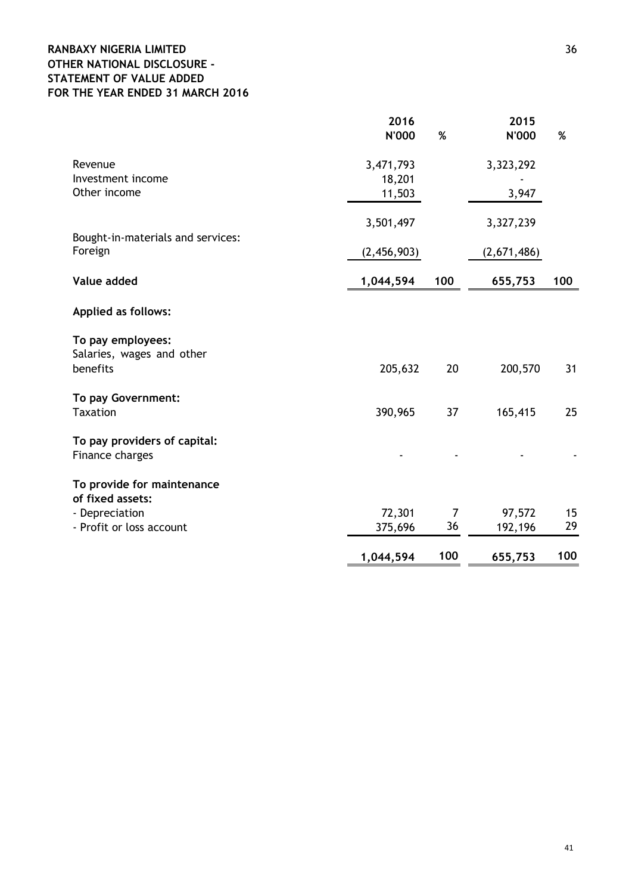**RANBAXY NIGERIA LIMITED**
**OTHER NATIONAL DISCLOSURE -**
**STATEMENT OF VALUE ADDED**
**FOR THE YEAR ENDED 31 MARCH 2016**

| | 2016 N'000 | % | 2015 N'000 | % |
|---|---|---|---|---|
| Revenue | 3,471,793 | | 3,323,292 | |
| Investment income | 18,201 | | - | |
| Other income | 11,503 | | 3,947 | |
| | 3,501,497 | | 3,327,239 | |
| Bought-in-materials and services: | | | | |
| Foreign | (2,456,903) | | (2,671,486) | |
| **Value added** | **1,044,594** | **100** | **655,753** | **100** |
| **Applied as follows:** | | | | |
| **To pay employees:** | | | | |
| Salaries, wages and other benefits | 205,632 | 20 | 200,570 | 31 |
| **To pay Government:** | | | | |
| Taxation | 390,965 | 37 | 165,415 | 25 |
| **To pay providers of capital:** | | | | |
| Finance charges | - | - | - | - |
| **To provide for maintenance of fixed assets:** | | | | |
| - Depreciation | 72,301 | 7 | 97,572 | 15 |
| - Profit or loss account | 375,696 | 36 | 192,196 | 29 |
| | **1,044,594** | **100** | **655,753** | **100** |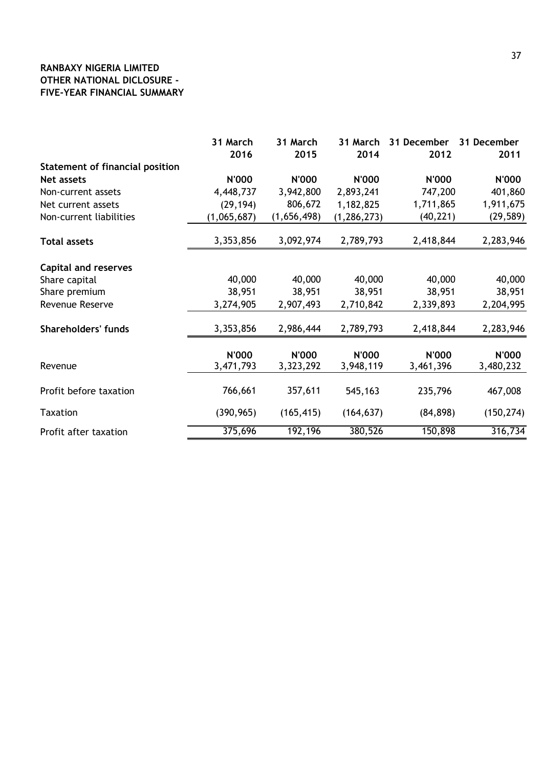**RANBAXY NIGERIA LIMITED**
**OTHER NATIONAL DICLOSURE -**
**FIVE-YEAR FINANCIAL SUMMARY**

| | 31 March 2016 | 31 March 2015 | 31 March 2014 | 31 December 2012 | 31 December 2011 |
|---|---|---|---|---|---|
| **Statement of financial position** | | | | | |
| **Net assets** | **N'000** | **N'000** | **N'000** | **N'000** | **N'000** |
| Non-current assets | 4,448,737 | 3,942,800 | 2,893,241 | 747,200 | 401,860 |
| Net current assets | (29,194) | 806,672 | 1,182,825 | 1,711,865 | 1,911,675 |
| Non-current liabilities | (1,065,687) | (1,656,498) | (1,286,273) | (40,221) | (29,589) |
| **Total assets** | 3,353,856 | 3,092,974 | 2,789,793 | 2,418,844 | 2,283,946 |
| **Capital and reserves** | | | | | |
| Share capital | 40,000 | 40,000 | 40,000 | 40,000 | 40,000 |
| Share premium | 38,951 | 38,951 | 38,951 | 38,951 | 38,951 |
| Revenue Reserve | 3,274,905 | 2,907,493 | 2,710,842 | 2,339,893 | 2,204,995 |
| **Shareholders' funds** | 3,353,856 | 2,986,444 | 2,789,793 | 2,418,844 | 2,283,946 |
| | **N'000** | **N'000** | **N'000** | **N'000** | **N'000** |
| Revenue | 3,471,793 | 3,323,292 | 3,948,119 | 3,461,396 | 3,480,232 |
| Profit before taxation | 766,661 | 357,611 | 545,163 | 235,796 | 467,008 |
| Taxation | (390,965) | (165,415) | (164,637) | (84,898) | (150,274) |
| Profit after taxation | 375,696 | 192,196 | 380,526 | 150,898 | 316,734 |